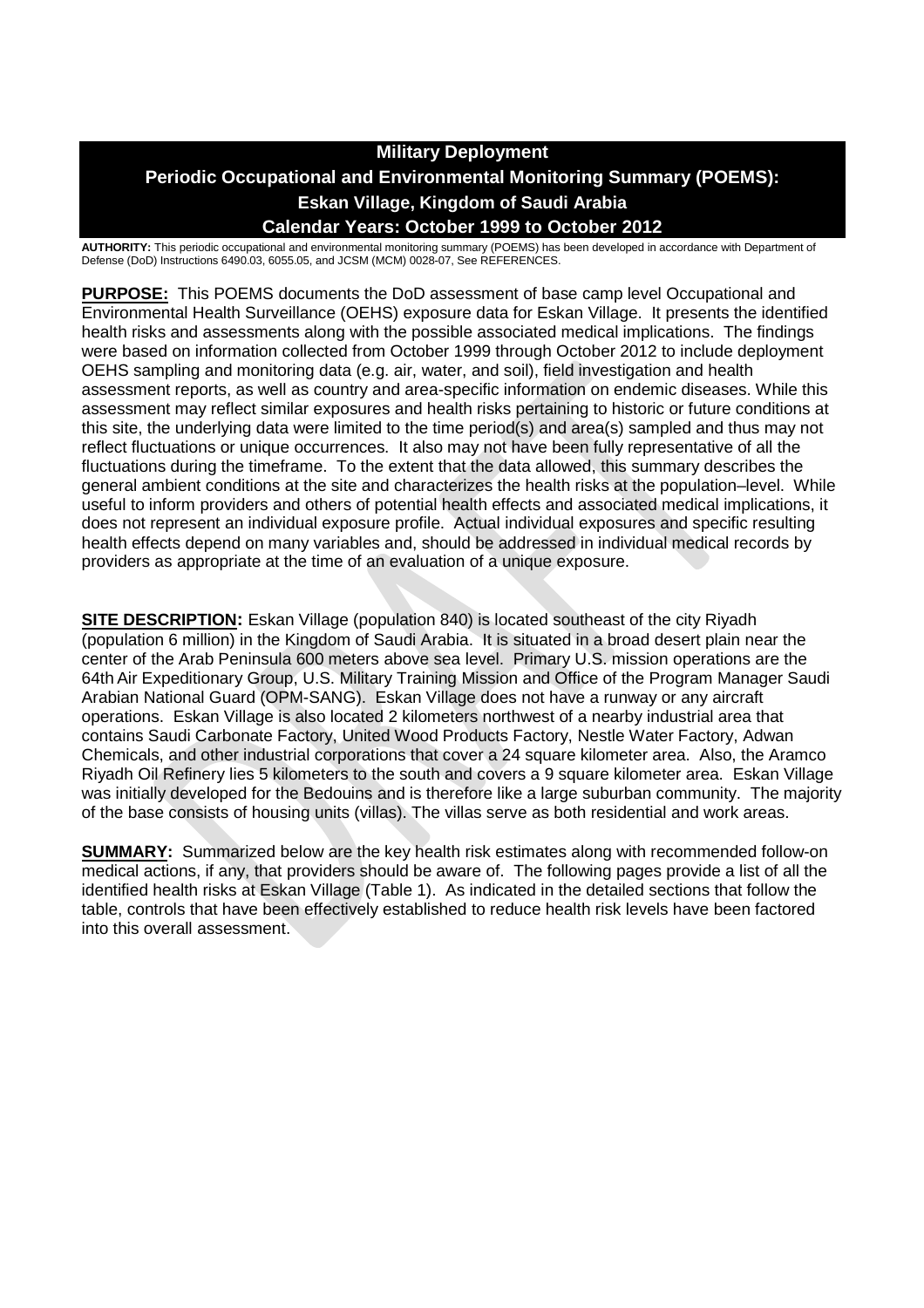# Military Deployment
## Periodic Occupational and Environmental Monitoring Summary (POEMS):
## Eskan Village, Kingdom of Saudi Arabia
## Calendar Years: October 1999 to October 2012

**AUTHORITY:** This periodic occupational and environmental monitoring summary (POEMS) has been developed in accordance with Department of Defense (DoD) Instructions 6490.03, 6055.05, and JCSM (MCM) 0028-07, See REFERENCES.

**PURPOSE:** This POEMS documents the DoD assessment of base camp level Occupational and Environmental Health Surveillance (OEHS) exposure data for Eskan Village. It presents the identified health risks and assessments along with the possible associated medical implications. The findings were based on information collected from October 1999 through October 2012 to include deployment OEHS sampling and monitoring data (e.g. air, water, and soil), field investigation and health assessment reports, as well as country and area-specific information on endemic diseases. While this assessment may reflect similar exposures and health risks pertaining to historic or future conditions at this site, the underlying data were limited to the time period(s) and area(s) sampled and thus may not reflect fluctuations or unique occurrences. It also may not have been fully representative of all the fluctuations during the timeframe. To the extent that the data allowed, this summary describes the general ambient conditions at the site and characterizes the health risks at the population–level. While useful to inform providers and others of potential health effects and associated medical implications, it does not represent an individual exposure profile. Actual individual exposures and specific resulting health effects depend on many variables and, should be addressed in individual medical records by providers as appropriate at the time of an evaluation of a unique exposure.

**SITE DESCRIPTION:** Eskan Village (population 840) is located southeast of the city Riyadh (population 6 million) in the Kingdom of Saudi Arabia. It is situated in a broad desert plain near the center of the Arab Peninsula 600 meters above sea level. Primary U.S. mission operations are the 64th Air Expeditionary Group, U.S. Military Training Mission and Office of the Program Manager Saudi Arabian National Guard (OPM-SANG). Eskan Village does not have a runway or any aircraft operations. Eskan Village is also located 2 kilometers northwest of a nearby industrial area that contains Saudi Carbonate Factory, United Wood Products Factory, Nestle Water Factory, Adwan Chemicals, and other industrial corporations that cover a 24 square kilometer area. Also, the Aramco Riyadh Oil Refinery lies 5 kilometers to the south and covers a 9 square kilometer area. Eskan Village was initially developed for the Bedouins and is therefore like a large suburban community. The majority of the base consists of housing units (villas). The villas serve as both residential and work areas.

**SUMMARY:** Summarized below are the key health risk estimates along with recommended follow-on medical actions, if any, that providers should be aware of. The following pages provide a list of all the identified health risks at Eskan Village (Table 1). As indicated in the detailed sections that follow the table, controls that have been effectively established to reduce health risk levels have been factored into this overall assessment.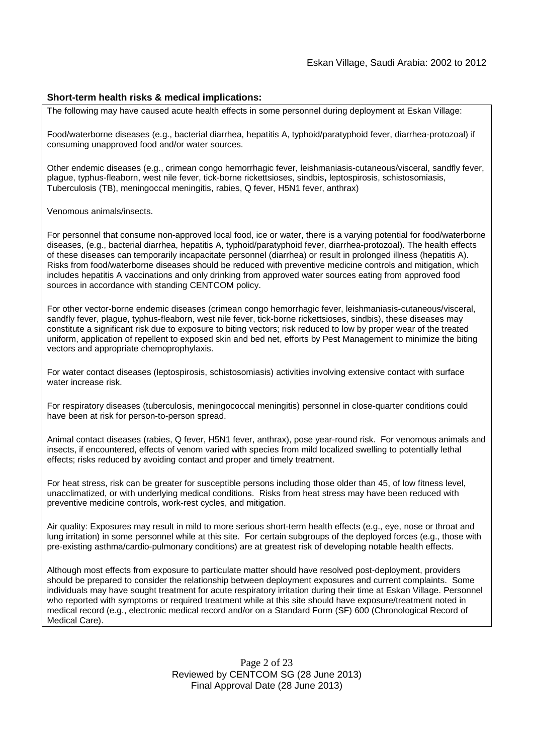## Short-term health risks & medical implications:

The following may have caused acute health effects in some personnel during deployment at Eskan Village:

Food/waterborne diseases (e.g., bacterial diarrhea, hepatitis A, typhoid/paratyphoid fever, diarrhea-protozoal) if consuming unapproved food and/or water sources.

Other endemic diseases (e.g., crimean congo hemorrhagic fever, leishmaniasis-cutaneous/visceral, sandfly fever, plague, typhus-fleaborn, west nile fever, tick-borne rickettsioses, sindbis**,** leptospirosis, schistosomiasis, Tuberculosis (TB), meningoccal meningitis, rabies, Q fever, H5N1 fever, anthrax)

Venomous animals/insects.

For personnel that consume non-approved local food, ice or water, there is a varying potential for food/waterborne diseases, (e.g., bacterial diarrhea, hepatitis A, typhoid/paratyphoid fever, diarrhea-protozoal). The health effects of these diseases can temporarily incapacitate personnel (diarrhea) or result in prolonged illness (hepatitis A). Risks from food/waterborne diseases should be reduced with preventive medicine controls and mitigation, which includes hepatitis A vaccinations and only drinking from approved water sources eating from approved food sources in accordance with standing CENTCOM policy.

For other vector-borne endemic diseases (crimean congo hemorrhagic fever, leishmaniasis-cutaneous/visceral, sandfly fever, plague, typhus-fleaborn, west nile fever, tick-borne rickettsioses, sindbis), these diseases may constitute a significant risk due to exposure to biting vectors; risk reduced to low by proper wear of the treated uniform, application of repellent to exposed skin and bed net, efforts by Pest Management to minimize the biting vectors and appropriate chemoprophylaxis.

For water contact diseases (leptospirosis, schistosomiasis) activities involving extensive contact with surface water increase risk.

For respiratory diseases (tuberculosis, meningococcal meningitis) personnel in close-quarter conditions could have been at risk for person-to-person spread.

Animal contact diseases (rabies, Q fever, H5N1 fever, anthrax), pose year-round risk. For venomous animals and insects, if encountered, effects of venom varied with species from mild localized swelling to potentially lethal effects; risks reduced by avoiding contact and proper and timely treatment.

For heat stress, risk can be greater for susceptible persons including those older than 45, of low fitness level, unacclimatized, or with underlying medical conditions. Risks from heat stress may have been reduced with preventive medicine controls, work-rest cycles, and mitigation.

Air quality: Exposures may result in mild to more serious short-term health effects (e.g., eye, nose or throat and lung irritation) in some personnel while at this site. For certain subgroups of the deployed forces (e.g., those with pre-existing asthma/cardio-pulmonary conditions) are at greatest risk of developing notable health effects.

Although most effects from exposure to particulate matter should have resolved post-deployment, providers should be prepared to consider the relationship between deployment exposures and current complaints. Some individuals may have sought treatment for acute respiratory irritation during their time at Eskan Village. Personnel who reported with symptoms or required treatment while at this site should have exposure/treatment noted in medical record (e.g., electronic medical record and/or on a Standard Form (SF) 600 (Chronological Record of Medical Care).

Reviewed by CENTCOM SG (28 June 2013)
Final Approval Date (28 June 2013)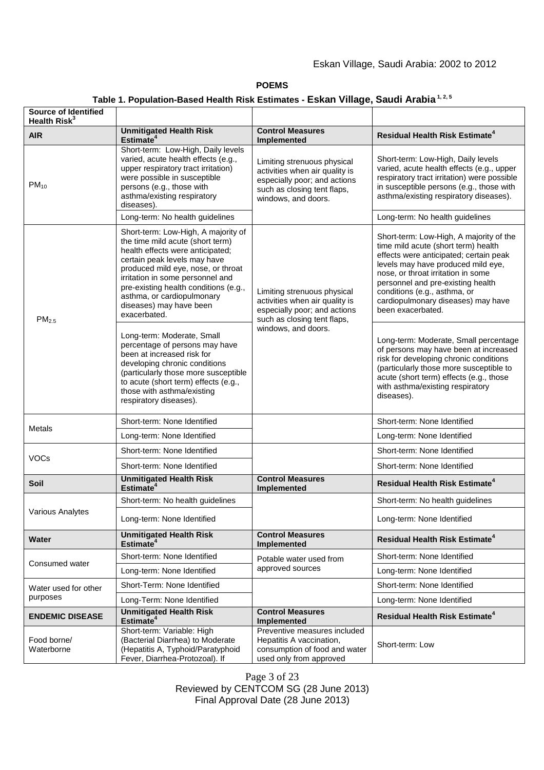**POEMS**

**Table 1. Population-Based Health Risk Estimates - Eskan Village, Saudi Arabia [1, 2, 5]**

| Source of Identified Health Risk[3] | | | |
|---|---|---|---|
| **AIR** | **Unmitigated Health Risk Estimate[4]** | **Control Measures Implemented** | **Residual Health Risk Estimate[4]** |
| $PM_{10}$ | Short-term: Low-High, Daily levels varied, acute health effects (e.g., upper respiratory tract irritation) were possible in susceptible persons (e.g., those with asthma/existing respiratory diseases). | Limiting strenuous physical activities when air quality is especially poor; and actions such as closing tent flaps, windows, and doors. | Short-term: Low-High, Daily levels varied, acute health effects (e.g., upper respiratory tract irritation) were possible in susceptible persons (e.g., those with asthma/existing respiratory diseases). |
| | Long-term: No health guidelines | | Long-term: No health guidelines |
| $PM_{2.5}$ | Short-term: Low-High, A majority of the time mild acute (short term) health effects were anticipated; certain peak levels may have produced mild eye, nose, or throat irritation in some personnel and pre-existing health conditions (e.g., asthma, or cardiopulmonary diseases) may have been exacerbated. | Limiting strenuous physical activities when air quality is especially poor; and actions such as closing tent flaps, windows, and doors. | Short-term: Low-High, A majority of the time mild acute (short term) health effects were anticipated; certain peak levels may have produced mild eye, nose, or throat irritation in some personnel and pre-existing health conditions (e.g., asthma, or cardiopulmonary diseases) may have been exacerbated. |
| | Long-term: Moderate, Small percentage of persons may have been at increased risk for developing chronic conditions (particularly those more susceptible to acute (short term) effects (e.g., those with asthma/existing respiratory diseases). | | Long-term: Moderate, Small percentage of persons may have been at increased risk for developing chronic conditions (particularly those more susceptible to acute (short term) effects (e.g., those with asthma/existing respiratory diseases). |
| Metals | Short-term: None Identified | | Short-term: None Identified |
| | Long-term: None Identified | | Long-term: None Identified |
| VOCs | Short-term: None Identified | | Short-term: None Identified |
| | Short-term: None Identified | | Short-term: None Identified |
| **Soil** | **Unmitigated Health Risk Estimate[4]** | **Control Measures Implemented** | **Residual Health Risk Estimate[4]** |
| Various Analytes | Short-term: No health guidelines | | Short-term: No health guidelines |
| | Long-term: None Identified | | Long-term: None Identified |
| **Water** | **Unmitigated Health Risk Estimate[4]** | **Control Measures Implemented** | **Residual Health Risk Estimate[4]** |
| Consumed water | Short-term: None Identified | Potable water used from approved sources | Short-term: None Identified |
| | Long-term: None Identified | | Long-term: None Identified |
| Water used for other purposes | Short-Term: None Identified | | Short-term: None Identified |
| | Long-Term: None Identified | | Long-term: None Identified |
| **ENDEMIC DISEASE** | **Unmitigated Health Risk Estimate[4]** | **Control Measures Implemented** | **Residual Health Risk Estimate[4]** |
| Food borne/ Waterborne | Short-term: Variable: High (Bacterial Diarrhea) to Moderate (Hepatitis A, Typhoid/Paratyphoid Fever, Diarrhea-Protozoal). If | Preventive measures included Hepatitis A vaccination, consumption of food and water used only from approved | Short-term: Low |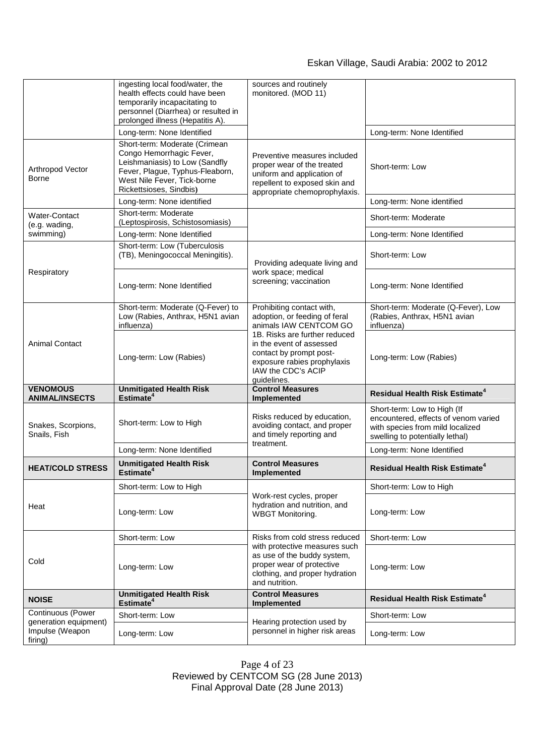| | | | |
|---|---|---|---|
| | ingesting local food/water, the health effects could have been temporarily incapacitating to personnel (Diarrhea) or resulted in prolonged illness (Hepatitis A). | sources and routinely monitored. (MOD 11) | |
| | Long-term: None Identified | | Long-term: None Identified |
| Arthropod Vector Borne | Short-term: Moderate (Crimean Congo Hemorrhagic Fever, Leishmaniasis) to Low (Sandfly Fever, Plague, Typhus-Fleaborn, West Nile Fever, Tick-borne Rickettsioses, Sindbis) | Preventive measures included proper wear of the treated uniform and application of repellent to exposed skin and appropriate chemoprophylaxis. | Short-term: Low |
| | Long-term: None identified | | Long-term: None identified |
| Water-Contact (e.g. wading, swimming) | Short-term: Moderate (Leptospirosis, Schistosomiasis) | | Short-term: Moderate |
| | Long-term: None Identified | | Long-term: None Identified |
| Respiratory | Short-term: Low (Tuberculosis (TB), Meningococcal Meningitis). | Providing adequate living and work space; medical screening; vaccination | Short-term: Low |
| | Long-term: None Identified | | Long-term: None Identified |
| Animal Contact | Short-term: Moderate (Q-Fever) to Low (Rabies, Anthrax, H5N1 avian influenza) | Prohibiting contact with, adoption, or feeding of feral animals IAW CENTCOM GO 1B. Risks are further reduced in the event of assessed contact by prompt post-exposure rabies prophylaxis IAW the CDC's ACIP guidelines. | Short-term: Moderate (Q-Fever), Low (Rabies, Anthrax, H5N1 avian influenza) |
| | Long-term: Low (Rabies) | | Long-term: Low (Rabies) |
| **VENOMOUS ANIMAL/INSECTS** | **Unmitigated Health Risk Estimate[4]** | **Control Measures Implemented** | **Residual Health Risk Estimate[4]** |
| Snakes, Scorpions, Snails, Fish | Short-term: Low to High | Risks reduced by education, avoiding contact, and proper and timely reporting and treatment. | Short-term: Low to High (If encountered, effects of venom varied with species from mild localized swelling to potentially lethal) |
| | Long-term: None Identified | | Long-term: None Identified |
| **HEAT/COLD STRESS** | **Unmitigated Health Risk Estimate[4]** | **Control Measures Implemented** | **Residual Health Risk Estimate[4]** |
| Heat | Short-term: Low to High | Work-rest cycles, proper hydration and nutrition, and WBGT Monitoring. | Short-term: Low to High |
| | Long-term: Low | | Long-term: Low |
| Cold | Short-term: Low | Risks from cold stress reduced with protective measures such as use of the buddy system, proper wear of protective clothing, and proper hydration and nutrition. | Short-term: Low |
| | Long-term: Low | | Long-term: Low |
| **NOISE** | **Unmitigated Health Risk Estimate[4]** | **Control Measures Implemented** | **Residual Health Risk Estimate[4]** |
| Continuous (Power generation equipment) Impulse (Weapon firing) | Short-term: Low | Hearing protection used by personnel in higher risk areas | Short-term: Low |
| | Long-term: Low | | Long-term: Low |

Reviewed by CENTCOM SG (28 June 2013)
Final Approval Date (28 June 2013)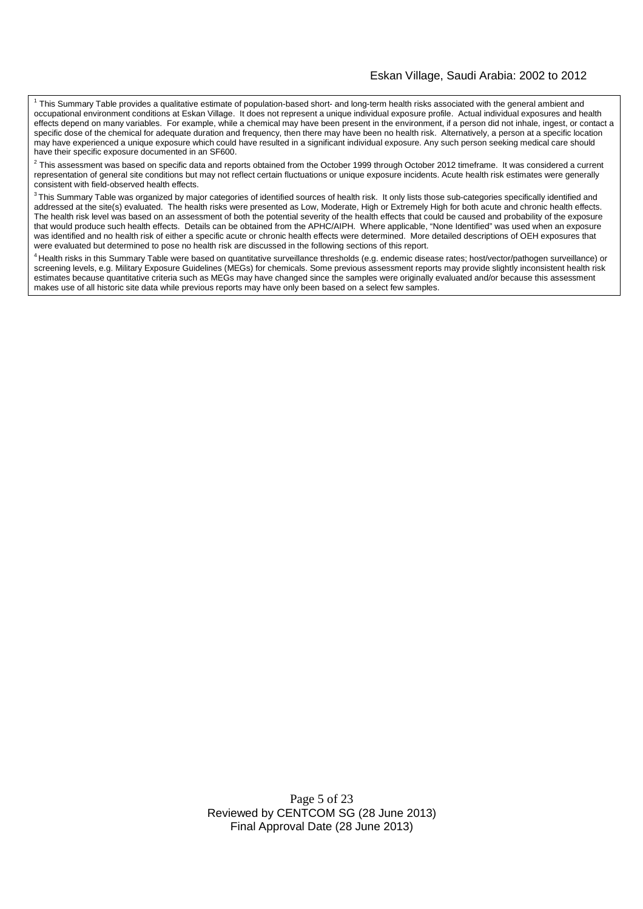[1] This Summary Table provides a qualitative estimate of population-based short- and long-term health risks associated with the general ambient and occupational environment conditions at Eskan Village. It does not represent a unique individual exposure profile. Actual individual exposures and health effects depend on many variables. For example, while a chemical may have been present in the environment, if a person did not inhale, ingest, or contact a specific dose of the chemical for adequate duration and frequency, then there may have been no health risk. Alternatively, a person at a specific location may have experienced a unique exposure which could have resulted in a significant individual exposure. Any such person seeking medical care should have their specific exposure documented in an SF600.

[2] This assessment was based on specific data and reports obtained from the October 1999 through October 2012 timeframe. It was considered a current representation of general site conditions but may not reflect certain fluctuations or unique exposure incidents. Acute health risk estimates were generally consistent with field-observed health effects.

[3] This Summary Table was organized by major categories of identified sources of health risk. It only lists those sub-categories specifically identified and addressed at the site(s) evaluated. The health risks were presented as Low, Moderate, High or Extremely High for both acute and chronic health effects. The health risk level was based on an assessment of both the potential severity of the health effects that could be caused and probability of the exposure that would produce such health effects. Details can be obtained from the APHC/AIPH. Where applicable, "None Identified" was used when an exposure was identified and no health risk of either a specific acute or chronic health effects were determined. More detailed descriptions of OEH exposures that were evaluated but determined to pose no health risk are discussed in the following sections of this report.

[4] Health risks in this Summary Table were based on quantitative surveillance thresholds (e.g. endemic disease rates; host/vector/pathogen surveillance) or screening levels, e.g. Military Exposure Guidelines (MEGs) for chemicals. Some previous assessment reports may provide slightly inconsistent health risk estimates because quantitative criteria such as MEGs may have changed since the samples were originally evaluated and/or because this assessment makes use of all historic site data while previous reports may have only been based on a select few samples.

Reviewed by CENTCOM SG (28 June 2013)
Final Approval Date (28 June 2013)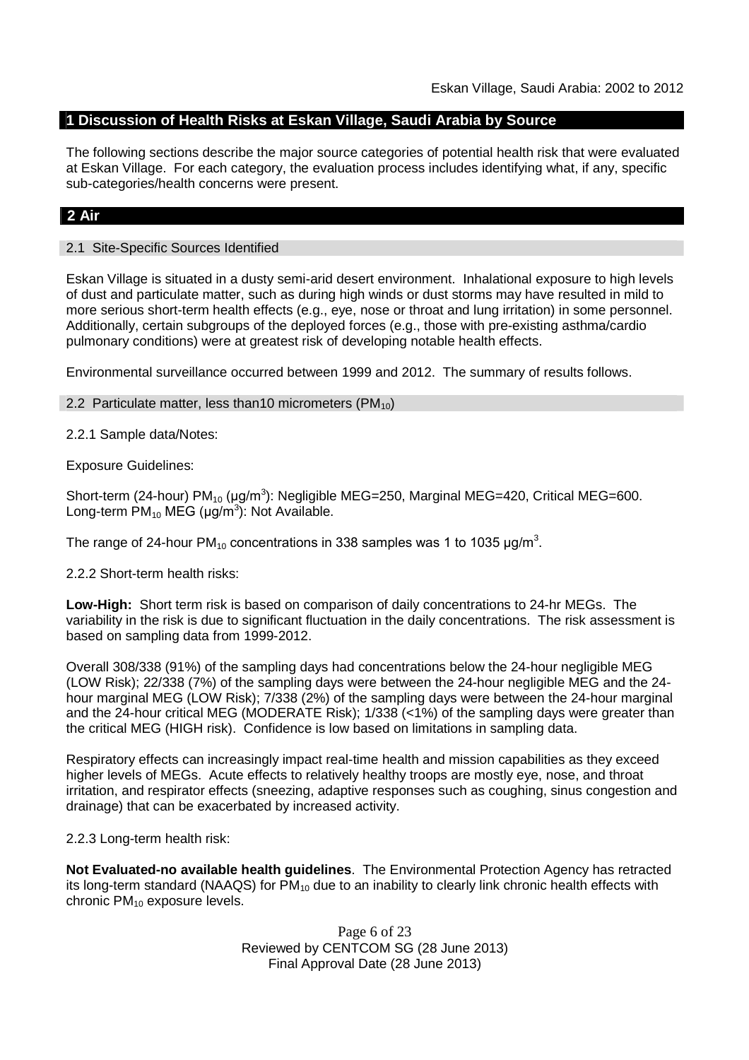## 1 Discussion of Health Risks at Eskan Village, Saudi Arabia by Source

The following sections describe the major source categories of potential health risk that were evaluated at Eskan Village. For each category, the evaluation process includes identifying what, if any, specific sub-categories/health concerns were present.

## 2 Air

### 2.1 Site-Specific Sources Identified

Eskan Village is situated in a dusty semi-arid desert environment. Inhalational exposure to high levels of dust and particulate matter, such as during high winds or dust storms may have resulted in mild to more serious short-term health effects (e.g., eye, nose or throat and lung irritation) in some personnel. Additionally, certain subgroups of the deployed forces (e.g., those with pre-existing asthma/cardio pulmonary conditions) were at greatest risk of developing notable health effects.

Environmental surveillance occurred between 1999 and 2012. The summary of results follows.

### 2.2 Particulate matter, less than10 micrometers ($PM_{10}$)

2.2.1 Sample data/Notes:

Exposure Guidelines:

Short-term (24-hour) $PM_{10}$ (μg/m$^3$): Negligible MEG=250, Marginal MEG=420, Critical MEG=600.
Long-term $PM_{10}$ MEG (μg/m$^3$): Not Available.

The range of 24-hour $PM_{10}$ concentrations in 338 samples was 1 to 1035 μg/m$^3$.

2.2.2 Short-term health risks:

**Low-High:** Short term risk is based on comparison of daily concentrations to 24-hr MEGs. The variability in the risk is due to significant fluctuation in the daily concentrations. The risk assessment is based on sampling data from 1999-2012.

Overall 308/338 (91%) of the sampling days had concentrations below the 24-hour negligible MEG (LOW Risk); 22/338 (7%) of the sampling days were between the 24-hour negligible MEG and the 24-hour marginal MEG (LOW Risk); 7/338 (2%) of the sampling days were between the 24-hour marginal and the 24-hour critical MEG (MODERATE Risk); 1/338 (<1%) of the sampling days were greater than the critical MEG (HIGH risk). Confidence is low based on limitations in sampling data.

Respiratory effects can increasingly impact real-time health and mission capabilities as they exceed higher levels of MEGs. Acute effects to relatively healthy troops are mostly eye, nose, and throat irritation, and respirator effects (sneezing, adaptive responses such as coughing, sinus congestion and drainage) that can be exacerbated by increased activity.

2.2.3 Long-term health risk:

**Not Evaluated-no available health guidelines**. The Environmental Protection Agency has retracted its long-term standard (NAAQS) for $PM_{10}$ due to an inability to clearly link chronic health effects with chronic $PM_{10}$ exposure levels.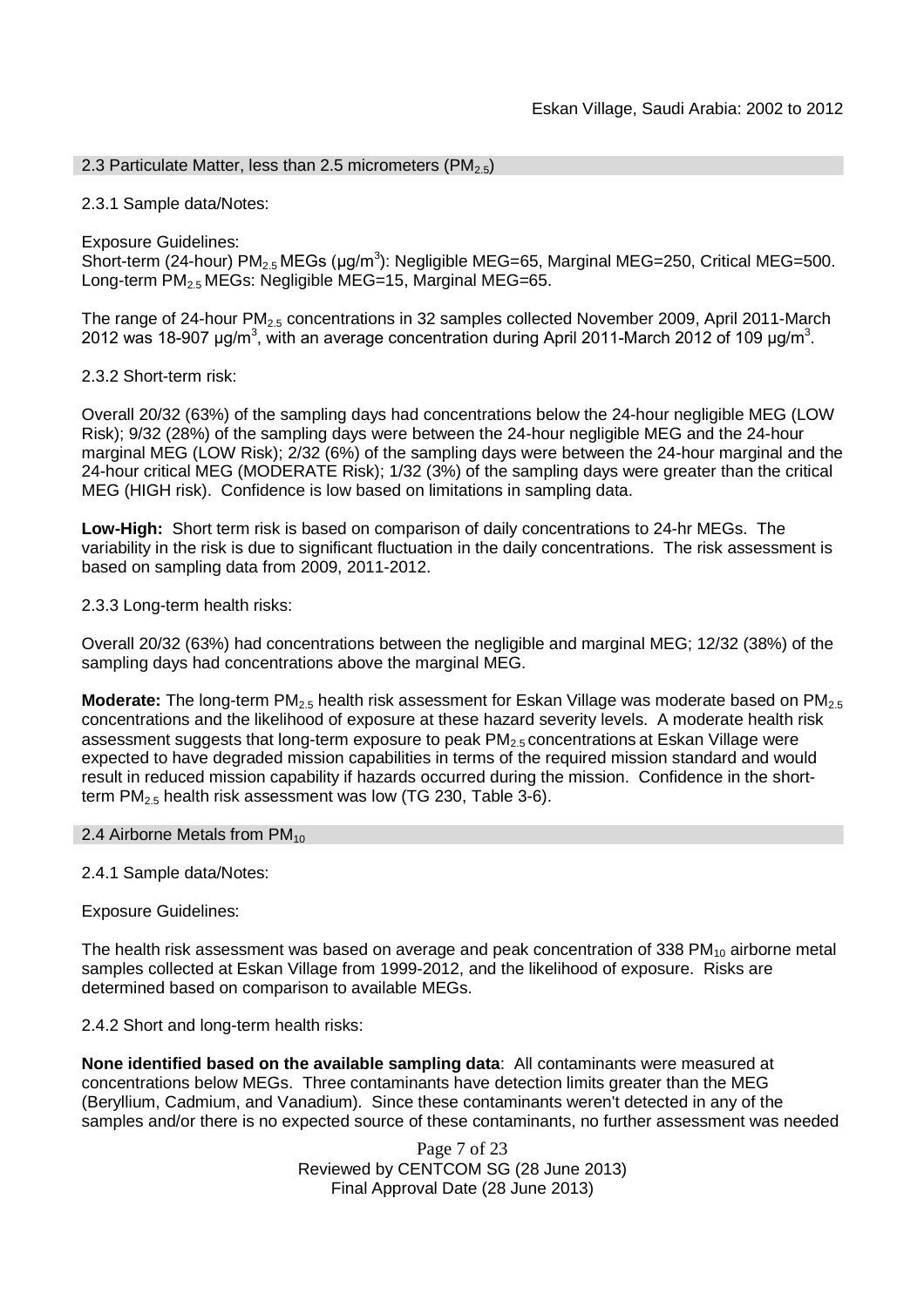## 2.3 Particulate Matter, less than 2.5 micrometers ($PM_{2.5}$)

2.3.1 Sample data/Notes:

Exposure Guidelines:
Short-term (24-hour) $PM_{2.5}$ MEGs ($\mu g/m^3$): Negligible MEG=65, Marginal MEG=250, Critical MEG=500.
Long-term $PM_{2.5}$ MEGs: Negligible MEG=15, Marginal MEG=65.

The range of 24-hour $PM_{2.5}$ concentrations in 32 samples collected November 2009, April 2011-March 2012 was 18-907 $\mu g/m^3$, with an average concentration during April 2011-March 2012 of 109 $\mu g/m^3$.

2.3.2 Short-term risk:

Overall 20/32 (63%) of the sampling days had concentrations below the 24-hour negligible MEG (LOW Risk); 9/32 (28%) of the sampling days were between the 24-hour negligible MEG and the 24-hour marginal MEG (LOW Risk); 2/32 (6%) of the sampling days were between the 24-hour marginal and the 24-hour critical MEG (MODERATE Risk); 1/32 (3%) of the sampling days were greater than the critical MEG (HIGH risk). Confidence is low based on limitations in sampling data.

**Low-High:** Short term risk is based on comparison of daily concentrations to 24-hr MEGs. The variability in the risk is due to significant fluctuation in the daily concentrations. The risk assessment is based on sampling data from 2009, 2011-2012.

2.3.3 Long-term health risks:

Overall 20/32 (63%) had concentrations between the negligible and marginal MEG; 12/32 (38%) of the sampling days had concentrations above the marginal MEG.

**Moderate:** The long-term $PM_{2.5}$ health risk assessment for Eskan Village was moderate based on $PM_{2.5}$ concentrations and the likelihood of exposure at these hazard severity levels. A moderate health risk assessment suggests that long-term exposure to peak $PM_{2.5}$ concentrations at Eskan Village were expected to have degraded mission capabilities in terms of the required mission standard and would result in reduced mission capability if hazards occurred during the mission. Confidence in the short-term $PM_{2.5}$ health risk assessment was low (TG 230, Table 3-6).

## 2.4 Airborne Metals from $PM_{10}$

2.4.1 Sample data/Notes:

Exposure Guidelines:

The health risk assessment was based on average and peak concentration of 338 $PM_{10}$ airborne metal samples collected at Eskan Village from 1999-2012, and the likelihood of exposure. Risks are determined based on comparison to available MEGs.

2.4.2 Short and long-term health risks:

**None identified based on the available sampling data**: All contaminants were measured at concentrations below MEGs. Three contaminants have detection limits greater than the MEG (Beryllium, Cadmium, and Vanadium). Since these contaminants weren't detected in any of the samples and/or there is no expected source of these contaminants, no further assessment was needed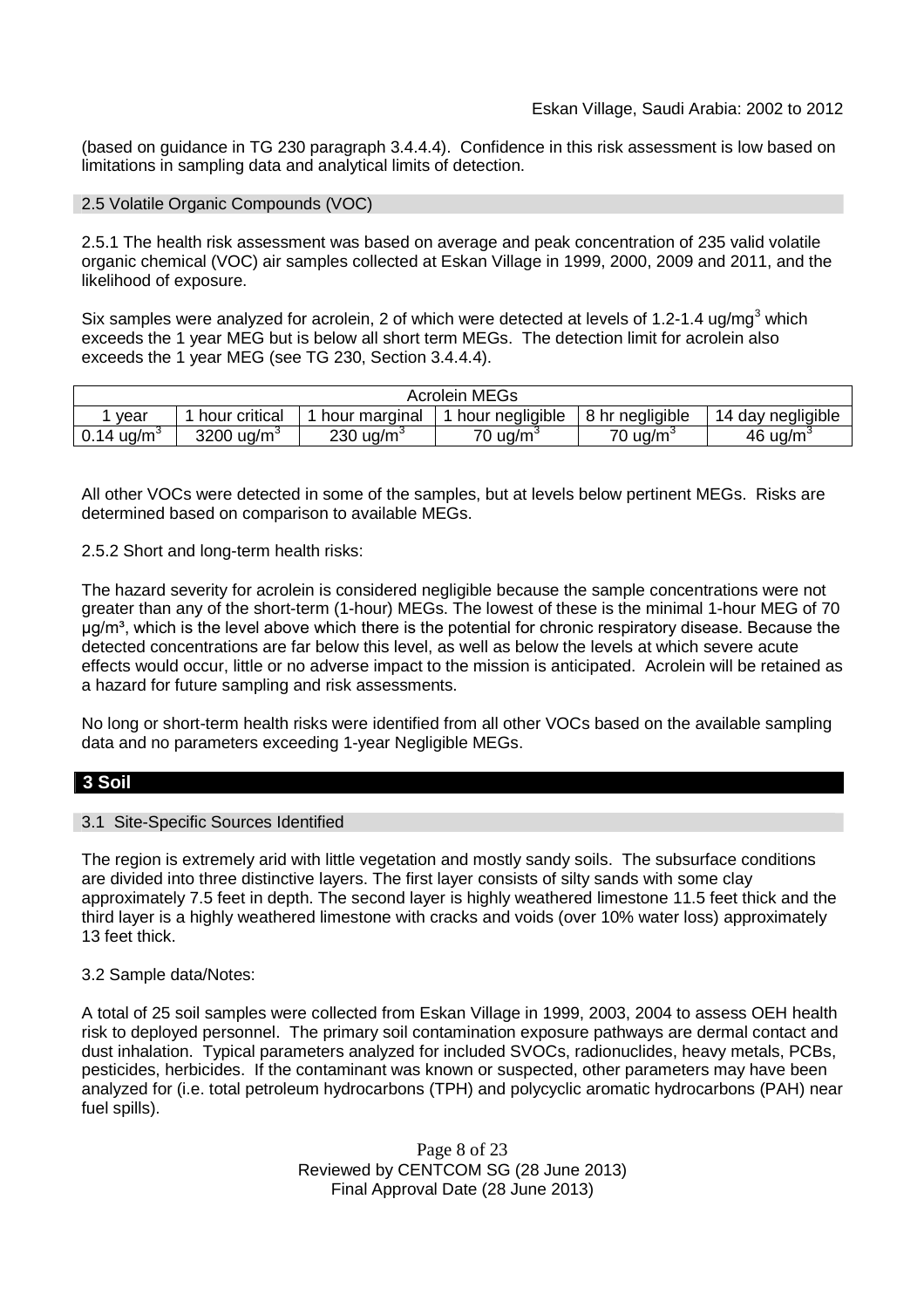(based on guidance in TG 230 paragraph 3.4.4.4). Confidence in this risk assessment is low based on limitations in sampling data and analytical limits of detection.

### 2.5 Volatile Organic Compounds (VOC)

2.5.1 The health risk assessment was based on average and peak concentration of 235 valid volatile organic chemical (VOC) air samples collected at Eskan Village in 1999, 2000, 2009 and 2011, and the likelihood of exposure.

Six samples were analyzed for acrolein, 2 of which were detected at levels of 1.2-1.4 ug/mg$^3$ which exceeds the 1 year MEG but is below all short term MEGs. The detection limit for acrolein also exceeds the 1 year MEG (see TG 230, Section 3.4.4.4).

| Acrolein MEGs | | | | | |
|---|---|---|---|---|---|
| 1 year | 1 hour critical | 1 hour marginal | 1 hour negligible | 8 hr negligible | 14 day negligible |
| 0.14 ug/m$^3$ | 3200 ug/m$^3$ | 230 ug/m$^3$ | 70 ug/m$^3$ | 70 ug/m$^3$ | 46 ug/m$^3$ |

All other VOCs were detected in some of the samples, but at levels below pertinent MEGs. Risks are determined based on comparison to available MEGs.

2.5.2 Short and long-term health risks:

The hazard severity for acrolein is considered negligible because the sample concentrations were not greater than any of the short-term (1-hour) MEGs. The lowest of these is the minimal 1-hour MEG of 70 µg/m³, which is the level above which there is the potential for chronic respiratory disease. Because the detected concentrations are far below this level, as well as below the levels at which severe acute effects would occur, little or no adverse impact to the mission is anticipated. Acrolein will be retained as a hazard for future sampling and risk assessments.

No long or short-term health risks were identified from all other VOCs based on the available sampling data and no parameters exceeding 1-year Negligible MEGs.

## 3 Soil

### 3.1 Site-Specific Sources Identified

The region is extremely arid with little vegetation and mostly sandy soils. The subsurface conditions are divided into three distinctive layers. The first layer consists of silty sands with some clay approximately 7.5 feet in depth. The second layer is highly weathered limestone 11.5 feet thick and the third layer is a highly weathered limestone with cracks and voids (over 10% water loss) approximately 13 feet thick.

3.2 Sample data/Notes:

A total of 25 soil samples were collected from Eskan Village in 1999, 2003, 2004 to assess OEH health risk to deployed personnel. The primary soil contamination exposure pathways are dermal contact and dust inhalation. Typical parameters analyzed for included SVOCs, radionuclides, heavy metals, PCBs, pesticides, herbicides. If the contaminant was known or suspected, other parameters may have been analyzed for (i.e. total petroleum hydrocarbons (TPH) and polycyclic aromatic hydrocarbons (PAH) near fuel spills).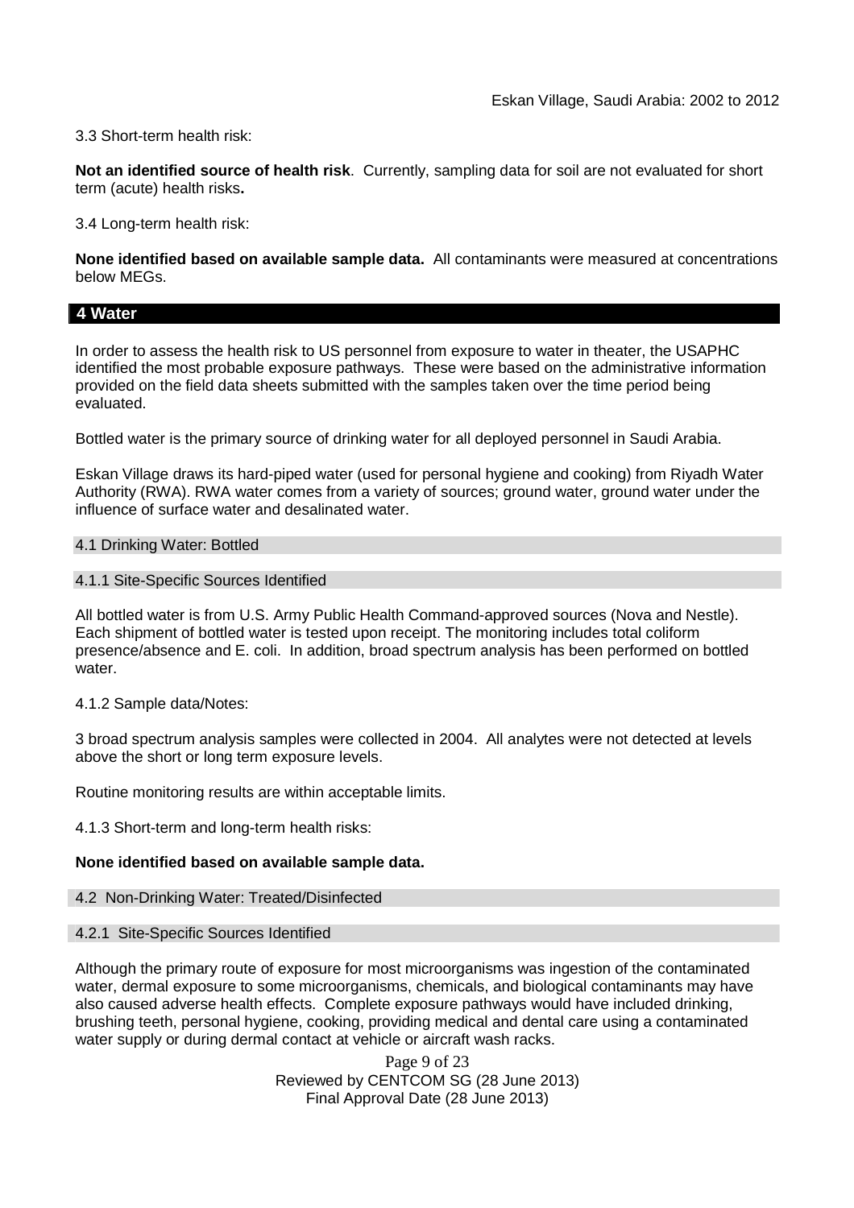3.3 Short-term health risk:

**Not an identified source of health risk**. Currently, sampling data for soil are not evaluated for short term (acute) health risks**.**

3.4 Long-term health risk:

**None identified based on available sample data.** All contaminants were measured at concentrations below MEGs.

## 4 Water

In order to assess the health risk to US personnel from exposure to water in theater, the USAPHC identified the most probable exposure pathways. These were based on the administrative information provided on the field data sheets submitted with the samples taken over the time period being evaluated.

Bottled water is the primary source of drinking water for all deployed personnel in Saudi Arabia.

Eskan Village draws its hard-piped water (used for personal hygiene and cooking) from Riyadh Water Authority (RWA). RWA water comes from a variety of sources; ground water, ground water under the influence of surface water and desalinated water.

### 4.1 Drinking Water: Bottled

#### 4.1.1 Site-Specific Sources Identified

All bottled water is from U.S. Army Public Health Command-approved sources (Nova and Nestle). Each shipment of bottled water is tested upon receipt. The monitoring includes total coliform presence/absence and E. coli. In addition, broad spectrum analysis has been performed on bottled water.

4.1.2 Sample data/Notes:

3 broad spectrum analysis samples were collected in 2004. All analytes were not detected at levels above the short or long term exposure levels.

Routine monitoring results are within acceptable limits.

4.1.3 Short-term and long-term health risks:

**None identified based on available sample data.**

### 4.2 Non-Drinking Water: Treated/Disinfected

#### 4.2.1 Site-Specific Sources Identified

Although the primary route of exposure for most microorganisms was ingestion of the contaminated water, dermal exposure to some microorganisms, chemicals, and biological contaminants may have also caused adverse health effects. Complete exposure pathways would have included drinking, brushing teeth, personal hygiene, cooking, providing medical and dental care using a contaminated water supply or during dermal contact at vehicle or aircraft wash racks.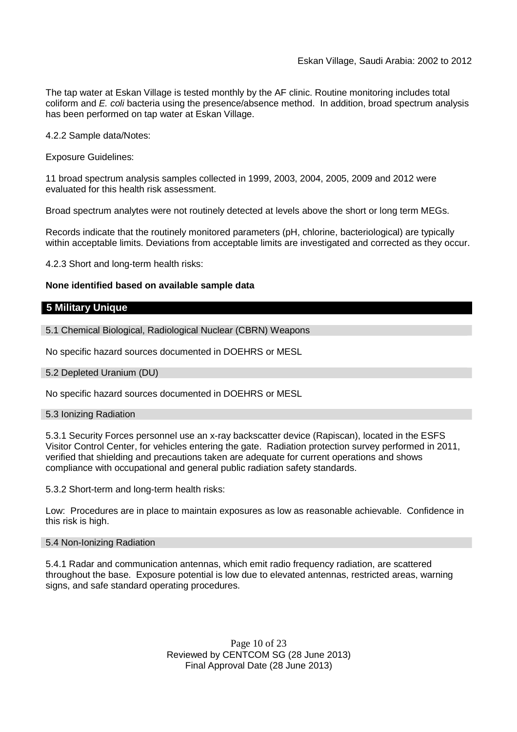The tap water at Eskan Village is tested monthly by the AF clinic. Routine monitoring includes total coliform and *E. coli* bacteria using the presence/absence method. In addition, broad spectrum analysis has been performed on tap water at Eskan Village.

4.2.2 Sample data/Notes:

Exposure Guidelines:

11 broad spectrum analysis samples collected in 1999, 2003, 2004, 2005, 2009 and 2012 were evaluated for this health risk assessment.

Broad spectrum analytes were not routinely detected at levels above the short or long term MEGs.

Records indicate that the routinely monitored parameters (pH, chlorine, bacteriological) are typically within acceptable limits. Deviations from acceptable limits are investigated and corrected as they occur.

4.2.3 Short and long-term health risks:

**None identified based on available sample data**

## 5 Military Unique

### 5.1 Chemical Biological, Radiological Nuclear (CBRN) Weapons

No specific hazard sources documented in DOEHRS or MESL

### 5.2 Depleted Uranium (DU)

No specific hazard sources documented in DOEHRS or MESL

### 5.3 Ionizing Radiation

5.3.1 Security Forces personnel use an x-ray backscatter device (Rapiscan), located in the ESFS Visitor Control Center, for vehicles entering the gate. Radiation protection survey performed in 2011, verified that shielding and precautions taken are adequate for current operations and shows compliance with occupational and general public radiation safety standards.

5.3.2 Short-term and long-term health risks:

Low: Procedures are in place to maintain exposures as low as reasonable achievable. Confidence in this risk is high.

### 5.4 Non-Ionizing Radiation

5.4.1 Radar and communication antennas, which emit radio frequency radiation, are scattered throughout the base. Exposure potential is low due to elevated antennas, restricted areas, warning signs, and safe standard operating procedures.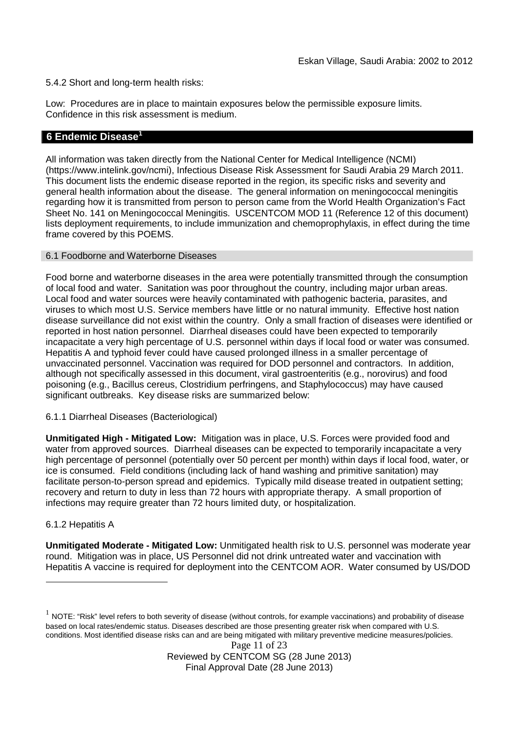5.4.2 Short and long-term health risks:

Low: Procedures are in place to maintain exposures below the permissible exposure limits. Confidence in this risk assessment is medium.

## 6 Endemic Disease[1]

All information was taken directly from the National Center for Medical Intelligence (NCMI) (https://www.intelink.gov/ncmi), Infectious Disease Risk Assessment for Saudi Arabia 29 March 2011. This document lists the endemic disease reported in the region, its specific risks and severity and general health information about the disease. The general information on meningococcal meningitis regarding how it is transmitted from person to person came from the World Health Organization's Fact Sheet No. 141 on Meningococcal Meningitis. USCENTCOM MOD 11 (Reference 12 of this document) lists deployment requirements, to include immunization and chemoprophylaxis, in effect during the time frame covered by this POEMS.

### 6.1 Foodborne and Waterborne Diseases

Food borne and waterborne diseases in the area were potentially transmitted through the consumption of local food and water. Sanitation was poor throughout the country, including major urban areas. Local food and water sources were heavily contaminated with pathogenic bacteria, parasites, and viruses to which most U.S. Service members have little or no natural immunity. Effective host nation disease surveillance did not exist within the country. Only a small fraction of diseases were identified or reported in host nation personnel. Diarrheal diseases could have been expected to temporarily incapacitate a very high percentage of U.S. personnel within days if local food or water was consumed. Hepatitis A and typhoid fever could have caused prolonged illness in a smaller percentage of unvaccinated personnel. Vaccination was required for DOD personnel and contractors. In addition, although not specifically assessed in this document, viral gastroenteritis (e.g., norovirus) and food poisoning (e.g., Bacillus cereus, Clostridium perfringens, and Staphylococcus) may have caused significant outbreaks. Key disease risks are summarized below:

#### 6.1.1 Diarrheal Diseases (Bacteriological)

**Unmitigated High - Mitigated Low:** Mitigation was in place, U.S. Forces were provided food and water from approved sources. Diarrheal diseases can be expected to temporarily incapacitate a very high percentage of personnel (potentially over 50 percent per month) within days if local food, water, or ice is consumed. Field conditions (including lack of hand washing and primitive sanitation) may facilitate person-to-person spread and epidemics. Typically mild disease treated in outpatient setting; recovery and return to duty in less than 72 hours with appropriate therapy. A small proportion of infections may require greater than 72 hours limited duty, or hospitalization.

#### 6.1.2 Hepatitis A

**Unmitigated Moderate - Mitigated Low:** Unmitigated health risk to U.S. personnel was moderate year round. Mitigation was in place, US Personnel did not drink untreated water and vaccination with Hepatitis A vaccine is required for deployment into the CENTCOM AOR. Water consumed by US/DOD

[1] NOTE: "Risk" level refers to both severity of disease (without controls, for example vaccinations) and probability of disease based on local rates/endemic status. Diseases described are those presenting greater risk when compared with U.S. conditions. Most identified disease risks can and are being mitigated with military preventive medicine measures/policies.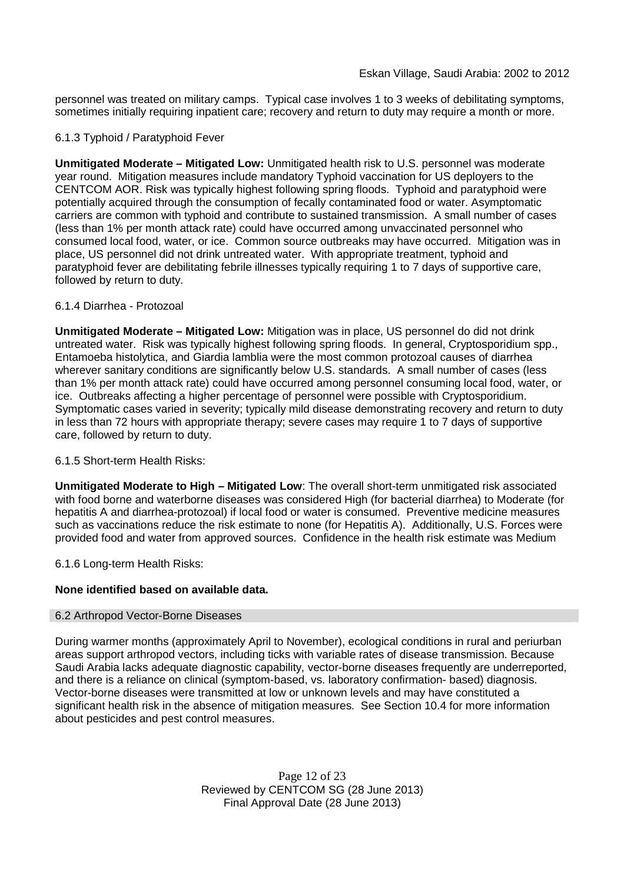personnel was treated on military camps. Typical case involves 1 to 3 weeks of debilitating symptoms, sometimes initially requiring inpatient care; recovery and return to duty may require a month or more.

### 6.1.3 Typhoid / Paratyphoid Fever

**Unmitigated Moderate – Mitigated Low:** Unmitigated health risk to U.S. personnel was moderate year round. Mitigation measures include mandatory Typhoid vaccination for US deployers to the CENTCOM AOR. Risk was typically highest following spring floods. Typhoid and paratyphoid were potentially acquired through the consumption of fecally contaminated food or water. Asymptomatic carriers are common with typhoid and contribute to sustained transmission. A small number of cases (less than 1% per month attack rate) could have occurred among unvaccinated personnel who consumed local food, water, or ice. Common source outbreaks may have occurred. Mitigation was in place, US personnel did not drink untreated water. With appropriate treatment, typhoid and paratyphoid fever are debilitating febrile illnesses typically requiring 1 to 7 days of supportive care, followed by return to duty.

### 6.1.4 Diarrhea - Protozoal

**Unmitigated Moderate – Mitigated Low:** Mitigation was in place, US personnel do did not drink untreated water. Risk was typically highest following spring floods. In general, Cryptosporidium spp., Entamoeba histolytica, and Giardia lamblia were the most common protozoal causes of diarrhea wherever sanitary conditions are significantly below U.S. standards. A small number of cases (less than 1% per month attack rate) could have occurred among personnel consuming local food, water, or ice. Outbreaks affecting a higher percentage of personnel were possible with Cryptosporidium. Symptomatic cases varied in severity; typically mild disease demonstrating recovery and return to duty in less than 72 hours with appropriate therapy; severe cases may require 1 to 7 days of supportive care, followed by return to duty.

### 6.1.5 Short-term Health Risks:

**Unmitigated Moderate to High – Mitigated Low**: The overall short-term unmitigated risk associated with food borne and waterborne diseases was considered High (for bacterial diarrhea) to Moderate (for hepatitis A and diarrhea-protozoal) if local food or water is consumed. Preventive medicine measures such as vaccinations reduce the risk estimate to none (for Hepatitis A). Additionally, U.S. Forces were provided food and water from approved sources. Confidence in the health risk estimate was Medium

### 6.1.6 Long-term Health Risks:

**None identified based on available data.**

## 6.2 Arthropod Vector-Borne Diseases

During warmer months (approximately April to November), ecological conditions in rural and periurban areas support arthropod vectors, including ticks with variable rates of disease transmission. Because Saudi Arabia lacks adequate diagnostic capability, vector-borne diseases frequently are underreported, and there is a reliance on clinical (symptom-based, vs. laboratory confirmation- based) diagnosis. Vector-borne diseases were transmitted at low or unknown levels and may have constituted a significant health risk in the absence of mitigation measures. See Section 10.4 for more information about pesticides and pest control measures.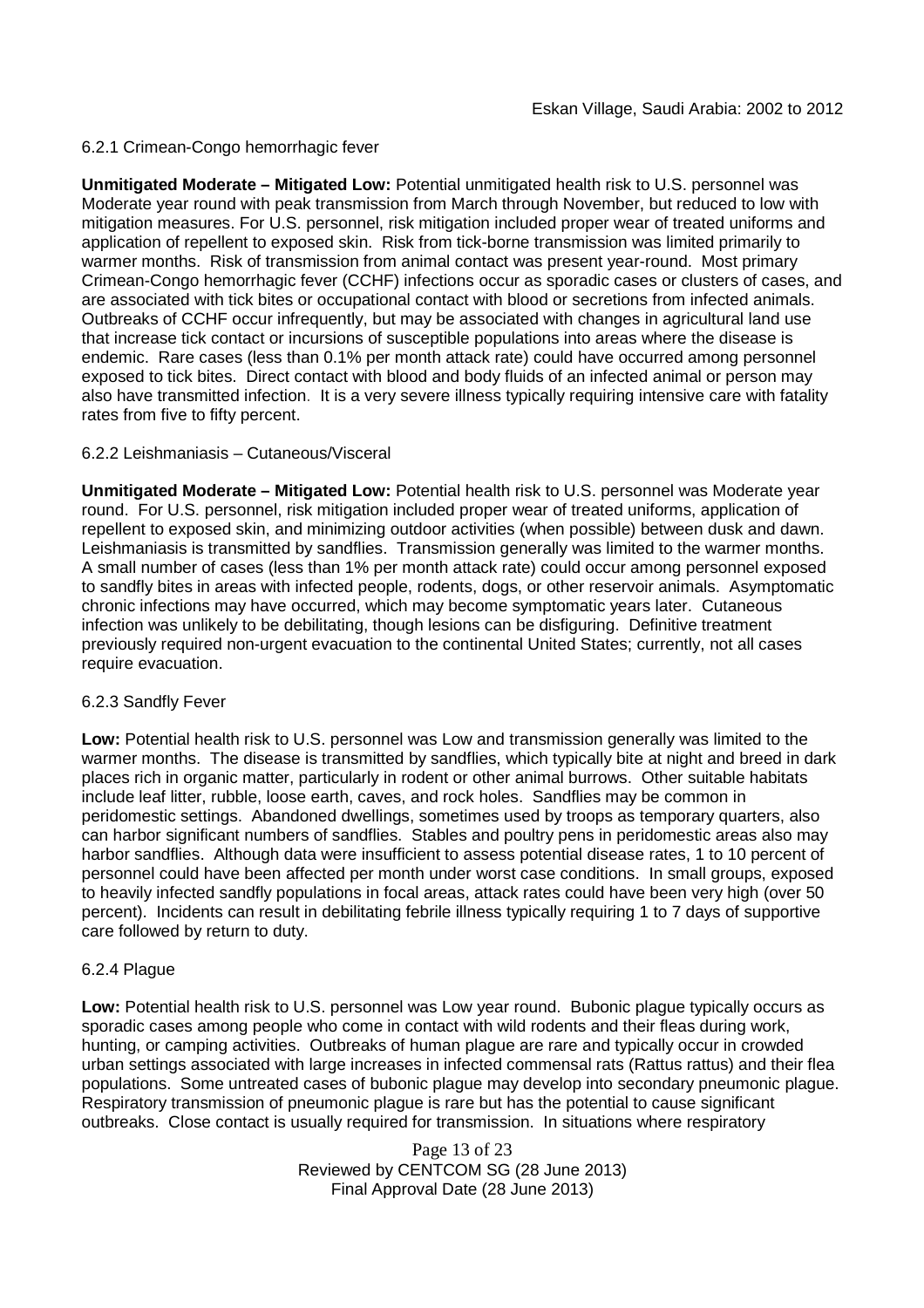#### 6.2.1 Crimean-Congo hemorrhagic fever

**Unmitigated Moderate – Mitigated Low:** Potential unmitigated health risk to U.S. personnel was Moderate year round with peak transmission from March through November, but reduced to low with mitigation measures. For U.S. personnel, risk mitigation included proper wear of treated uniforms and application of repellent to exposed skin. Risk from tick-borne transmission was limited primarily to warmer months. Risk of transmission from animal contact was present year-round. Most primary Crimean-Congo hemorrhagic fever (CCHF) infections occur as sporadic cases or clusters of cases, and are associated with tick bites or occupational contact with blood or secretions from infected animals. Outbreaks of CCHF occur infrequently, but may be associated with changes in agricultural land use that increase tick contact or incursions of susceptible populations into areas where the disease is endemic. Rare cases (less than 0.1% per month attack rate) could have occurred among personnel exposed to tick bites. Direct contact with blood and body fluids of an infected animal or person may also have transmitted infection. It is a very severe illness typically requiring intensive care with fatality rates from five to fifty percent.

#### 6.2.2 Leishmaniasis – Cutaneous/Visceral

**Unmitigated Moderate – Mitigated Low:** Potential health risk to U.S. personnel was Moderate year round. For U.S. personnel, risk mitigation included proper wear of treated uniforms, application of repellent to exposed skin, and minimizing outdoor activities (when possible) between dusk and dawn. Leishmaniasis is transmitted by sandflies. Transmission generally was limited to the warmer months. A small number of cases (less than 1% per month attack rate) could occur among personnel exposed to sandfly bites in areas with infected people, rodents, dogs, or other reservoir animals. Asymptomatic chronic infections may have occurred, which may become symptomatic years later. Cutaneous infection was unlikely to be debilitating, though lesions can be disfiguring. Definitive treatment previously required non-urgent evacuation to the continental United States; currently, not all cases require evacuation.

#### 6.2.3 Sandfly Fever

**Low:** Potential health risk to U.S. personnel was Low and transmission generally was limited to the warmer months. The disease is transmitted by sandflies, which typically bite at night and breed in dark places rich in organic matter, particularly in rodent or other animal burrows. Other suitable habitats include leaf litter, rubble, loose earth, caves, and rock holes. Sandflies may be common in peridomestic settings. Abandoned dwellings, sometimes used by troops as temporary quarters, also can harbor significant numbers of sandflies. Stables and poultry pens in peridomestic areas also may harbor sandflies. Although data were insufficient to assess potential disease rates, 1 to 10 percent of personnel could have been affected per month under worst case conditions. In small groups, exposed to heavily infected sandfly populations in focal areas, attack rates could have been very high (over 50 percent). Incidents can result in debilitating febrile illness typically requiring 1 to 7 days of supportive care followed by return to duty.

#### 6.2.4 Plague

**Low:** Potential health risk to U.S. personnel was Low year round. Bubonic plague typically occurs as sporadic cases among people who come in contact with wild rodents and their fleas during work, hunting, or camping activities. Outbreaks of human plague are rare and typically occur in crowded urban settings associated with large increases in infected commensal rats (Rattus rattus) and their flea populations. Some untreated cases of bubonic plague may develop into secondary pneumonic plague. Respiratory transmission of pneumonic plague is rare but has the potential to cause significant outbreaks. Close contact is usually required for transmission. In situations where respiratory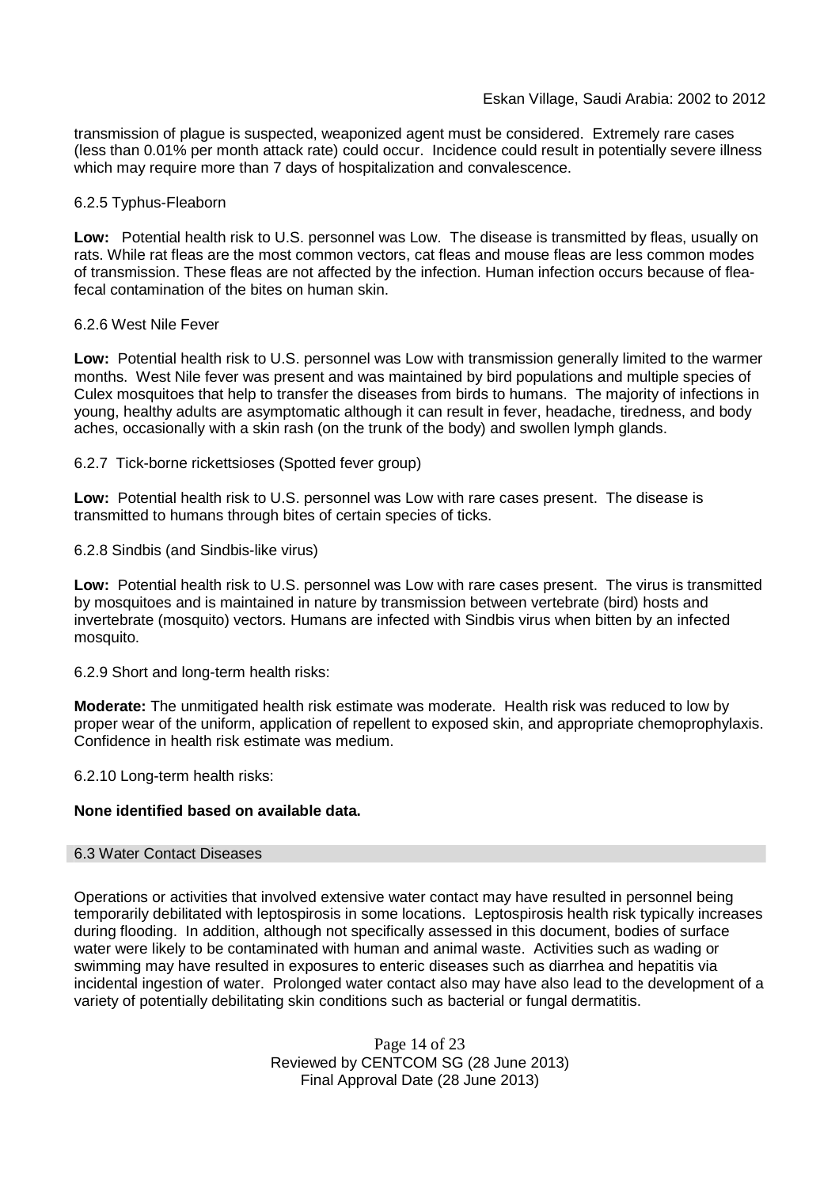transmission of plague is suspected, weaponized agent must be considered. Extremely rare cases (less than 0.01% per month attack rate) could occur. Incidence could result in potentially severe illness which may require more than 7 days of hospitalization and convalescence.

6.2.5 Typhus-Fleaborn

**Low:** Potential health risk to U.S. personnel was Low. The disease is transmitted by fleas, usually on rats. While rat fleas are the most common vectors, cat fleas and mouse fleas are less common modes of transmission. These fleas are not affected by the infection. Human infection occurs because of flea-fecal contamination of the bites on human skin.

6.2.6 West Nile Fever

**Low:** Potential health risk to U.S. personnel was Low with transmission generally limited to the warmer months. West Nile fever was present and was maintained by bird populations and multiple species of Culex mosquitoes that help to transfer the diseases from birds to humans. The majority of infections in young, healthy adults are asymptomatic although it can result in fever, headache, tiredness, and body aches, occasionally with a skin rash (on the trunk of the body) and swollen lymph glands.

6.2.7 Tick-borne rickettsioses (Spotted fever group)

**Low:** Potential health risk to U.S. personnel was Low with rare cases present. The disease is transmitted to humans through bites of certain species of ticks.

6.2.8 Sindbis (and Sindbis-like virus)

**Low:** Potential health risk to U.S. personnel was Low with rare cases present. The virus is transmitted by mosquitoes and is maintained in nature by transmission between vertebrate (bird) hosts and invertebrate (mosquito) vectors. Humans are infected with Sindbis virus when bitten by an infected mosquito.

6.2.9 Short and long-term health risks:

**Moderate:** The unmitigated health risk estimate was moderate. Health risk was reduced to low by proper wear of the uniform, application of repellent to exposed skin, and appropriate chemoprophylaxis. Confidence in health risk estimate was medium.

6.2.10 Long-term health risks:

**None identified based on available data.**

## 6.3 Water Contact Diseases

Operations or activities that involved extensive water contact may have resulted in personnel being temporarily debilitated with leptospirosis in some locations. Leptospirosis health risk typically increases during flooding. In addition, although not specifically assessed in this document, bodies of surface water were likely to be contaminated with human and animal waste. Activities such as wading or swimming may have resulted in exposures to enteric diseases such as diarrhea and hepatitis via incidental ingestion of water. Prolonged water contact also may have also lead to the development of a variety of potentially debilitating skin conditions such as bacterial or fungal dermatitis.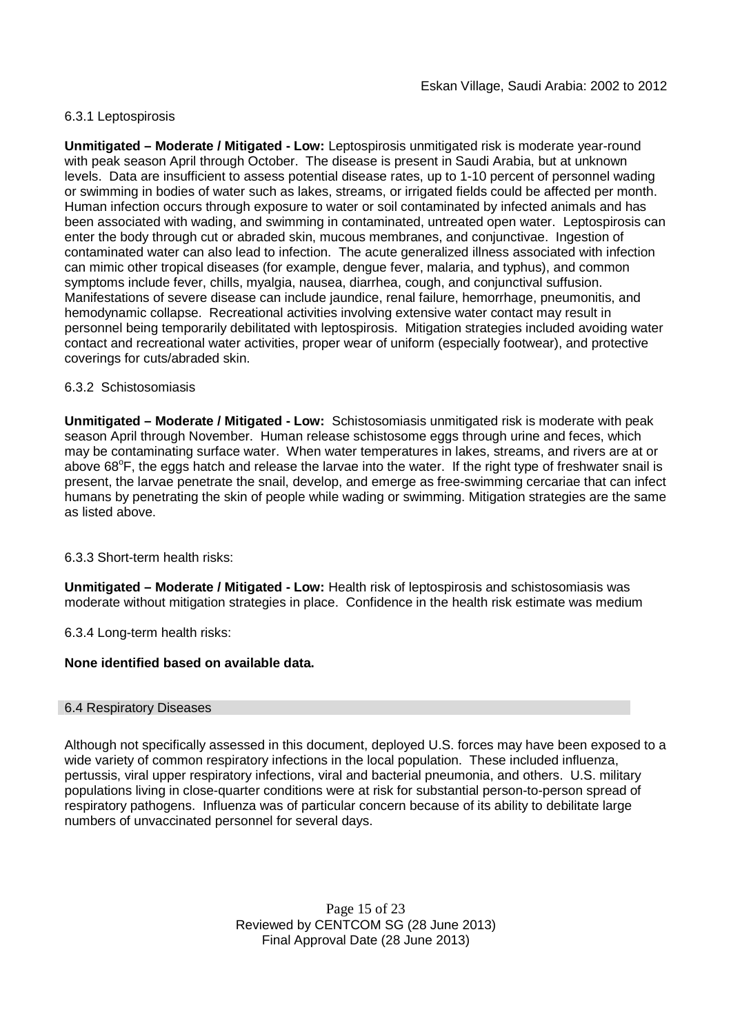#### 6.3.1 Leptospirosis

**Unmitigated – Moderate / Mitigated - Low:** Leptospirosis unmitigated risk is moderate year-round with peak season April through October. The disease is present in Saudi Arabia, but at unknown levels. Data are insufficient to assess potential disease rates, up to 1-10 percent of personnel wading or swimming in bodies of water such as lakes, streams, or irrigated fields could be affected per month. Human infection occurs through exposure to water or soil contaminated by infected animals and has been associated with wading, and swimming in contaminated, untreated open water. Leptospirosis can enter the body through cut or abraded skin, mucous membranes, and conjunctivae. Ingestion of contaminated water can also lead to infection. The acute generalized illness associated with infection can mimic other tropical diseases (for example, dengue fever, malaria, and typhus), and common symptoms include fever, chills, myalgia, nausea, diarrhea, cough, and conjunctival suffusion. Manifestations of severe disease can include jaundice, renal failure, hemorrhage, pneumonitis, and hemodynamic collapse. Recreational activities involving extensive water contact may result in personnel being temporarily debilitated with leptospirosis. Mitigation strategies included avoiding water contact and recreational water activities, proper wear of uniform (especially footwear), and protective coverings for cuts/abraded skin.

#### 6.3.2 Schistosomiasis

**Unmitigated – Moderate / Mitigated - Low:** Schistosomiasis unmitigated risk is moderate with peak season April through November. Human release schistosome eggs through urine and feces, which may be contaminating surface water. When water temperatures in lakes, streams, and rivers are at or above 68$^{o}$F, the eggs hatch and release the larvae into the water. If the right type of freshwater snail is present, the larvae penetrate the snail, develop, and emerge as free-swimming cercariae that can infect humans by penetrating the skin of people while wading or swimming. Mitigation strategies are the same as listed above.

#### 6.3.3 Short-term health risks:

**Unmitigated – Moderate / Mitigated - Low:** Health risk of leptospirosis and schistosomiasis was moderate without mitigation strategies in place. Confidence in the health risk estimate was medium

#### 6.3.4 Long-term health risks:

**None identified based on available data.**

### 6.4 Respiratory Diseases

Although not specifically assessed in this document, deployed U.S. forces may have been exposed to a wide variety of common respiratory infections in the local population. These included influenza, pertussis, viral upper respiratory infections, viral and bacterial pneumonia, and others. U.S. military populations living in close-quarter conditions were at risk for substantial person-to-person spread of respiratory pathogens. Influenza was of particular concern because of its ability to debilitate large numbers of unvaccinated personnel for several days.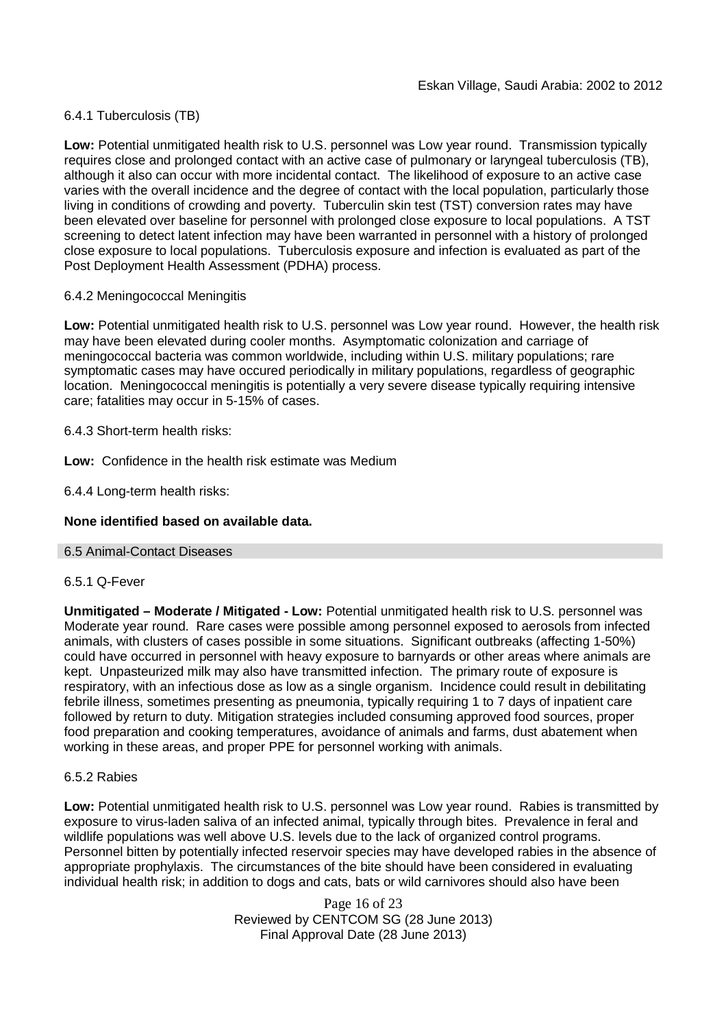### 6.4.1 Tuberculosis (TB)

**Low:** Potential unmitigated health risk to U.S. personnel was Low year round. Transmission typically requires close and prolonged contact with an active case of pulmonary or laryngeal tuberculosis (TB), although it also can occur with more incidental contact. The likelihood of exposure to an active case varies with the overall incidence and the degree of contact with the local population, particularly those living in conditions of crowding and poverty. Tuberculin skin test (TST) conversion rates may have been elevated over baseline for personnel with prolonged close exposure to local populations. A TST screening to detect latent infection may have been warranted in personnel with a history of prolonged close exposure to local populations. Tuberculosis exposure and infection is evaluated as part of the Post Deployment Health Assessment (PDHA) process.

### 6.4.2 Meningococcal Meningitis

**Low:** Potential unmitigated health risk to U.S. personnel was Low year round. However, the health risk may have been elevated during cooler months. Asymptomatic colonization and carriage of meningococcal bacteria was common worldwide, including within U.S. military populations; rare symptomatic cases may have occured periodically in military populations, regardless of geographic location. Meningococcal meningitis is potentially a very severe disease typically requiring intensive care; fatalities may occur in 5-15% of cases.

### 6.4.3 Short-term health risks:

**Low:** Confidence in the health risk estimate was Medium

### 6.4.4 Long-term health risks:

**None identified based on available data.**

## 6.5 Animal-Contact Diseases

### 6.5.1 Q-Fever

**Unmitigated – Moderate / Mitigated - Low:** Potential unmitigated health risk to U.S. personnel was Moderate year round. Rare cases were possible among personnel exposed to aerosols from infected animals, with clusters of cases possible in some situations. Significant outbreaks (affecting 1-50%) could have occurred in personnel with heavy exposure to barnyards or other areas where animals are kept. Unpasteurized milk may also have transmitted infection. The primary route of exposure is respiratory, with an infectious dose as low as a single organism. Incidence could result in debilitating febrile illness, sometimes presenting as pneumonia, typically requiring 1 to 7 days of inpatient care followed by return to duty. Mitigation strategies included consuming approved food sources, proper food preparation and cooking temperatures, avoidance of animals and farms, dust abatement when working in these areas, and proper PPE for personnel working with animals.

### 6.5.2 Rabies

**Low:** Potential unmitigated health risk to U.S. personnel was Low year round. Rabies is transmitted by exposure to virus-laden saliva of an infected animal, typically through bites. Prevalence in feral and wildlife populations was well above U.S. levels due to the lack of organized control programs. Personnel bitten by potentially infected reservoir species may have developed rabies in the absence of appropriate prophylaxis. The circumstances of the bite should have been considered in evaluating individual health risk; in addition to dogs and cats, bats or wild carnivores should also have been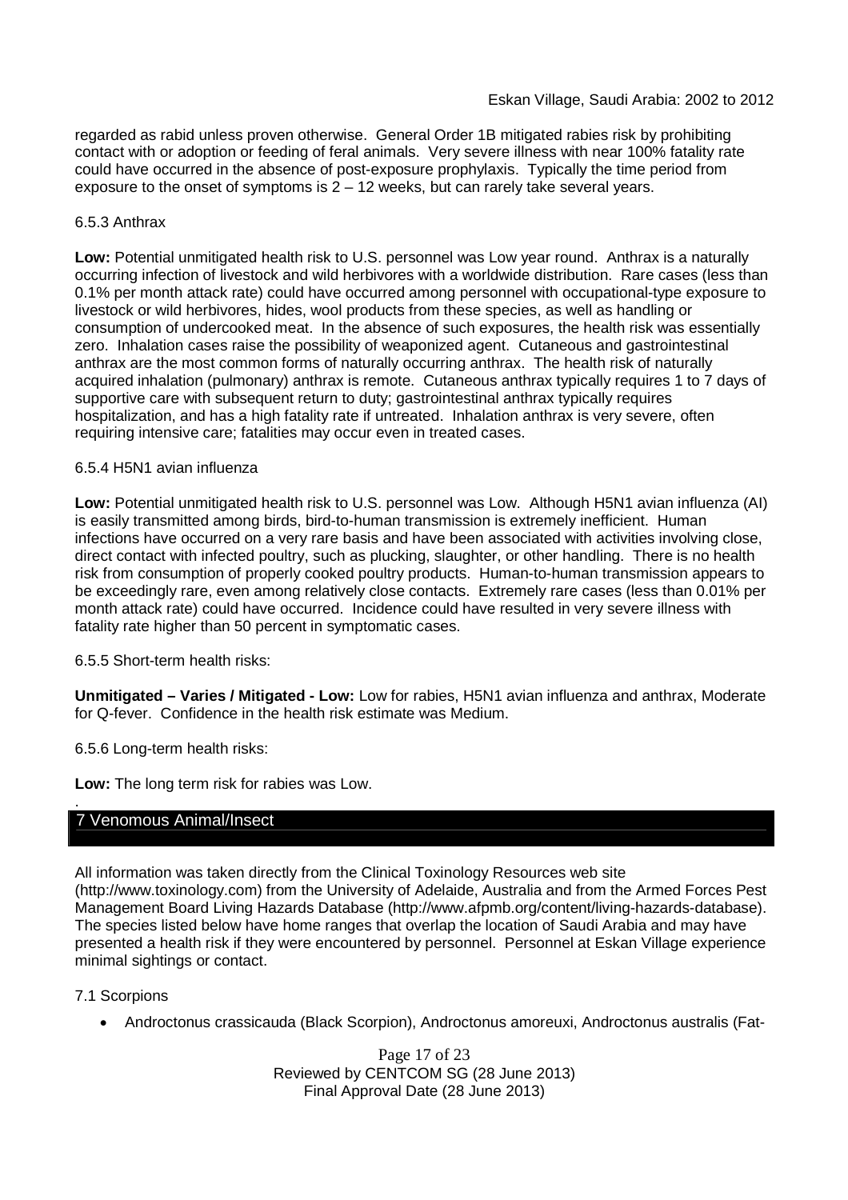regarded as rabid unless proven otherwise. General Order 1B mitigated rabies risk by prohibiting contact with or adoption or feeding of feral animals. Very severe illness with near 100% fatality rate could have occurred in the absence of post-exposure prophylaxis. Typically the time period from exposure to the onset of symptoms is 2 – 12 weeks, but can rarely take several years.

6.5.3 Anthrax

**Low:** Potential unmitigated health risk to U.S. personnel was Low year round. Anthrax is a naturally occurring infection of livestock and wild herbivores with a worldwide distribution. Rare cases (less than 0.1% per month attack rate) could have occurred among personnel with occupational-type exposure to livestock or wild herbivores, hides, wool products from these species, as well as handling or consumption of undercooked meat. In the absence of such exposures, the health risk was essentially zero. Inhalation cases raise the possibility of weaponized agent. Cutaneous and gastrointestinal anthrax are the most common forms of naturally occurring anthrax. The health risk of naturally acquired inhalation (pulmonary) anthrax is remote. Cutaneous anthrax typically requires 1 to 7 days of supportive care with subsequent return to duty; gastrointestinal anthrax typically requires hospitalization, and has a high fatality rate if untreated. Inhalation anthrax is very severe, often requiring intensive care; fatalities may occur even in treated cases.

6.5.4 H5N1 avian influenza

**Low:** Potential unmitigated health risk to U.S. personnel was Low. Although H5N1 avian influenza (AI) is easily transmitted among birds, bird-to-human transmission is extremely inefficient. Human infections have occurred on a very rare basis and have been associated with activities involving close, direct contact with infected poultry, such as plucking, slaughter, or other handling. There is no health risk from consumption of properly cooked poultry products. Human-to-human transmission appears to be exceedingly rare, even among relatively close contacts. Extremely rare cases (less than 0.01% per month attack rate) could have occurred. Incidence could have resulted in very severe illness with fatality rate higher than 50 percent in symptomatic cases.

6.5.5 Short-term health risks:

**Unmitigated – Varies / Mitigated - Low:** Low for rabies, H5N1 avian influenza and anthrax, Moderate for Q-fever. Confidence in the health risk estimate was Medium.

6.5.6 Long-term health risks:

**Low:** The long term risk for rabies was Low.

## 7 Venomous Animal/Insect

All information was taken directly from the Clinical Toxinology Resources web site (http://www.toxinology.com) from the University of Adelaide, Australia and from the Armed Forces Pest Management Board Living Hazards Database (http://www.afpmb.org/content/living-hazards-database). The species listed below have home ranges that overlap the location of Saudi Arabia and may have presented a health risk if they were encountered by personnel. Personnel at Eskan Village experience minimal sightings or contact.

7.1 Scorpions

- Androctonus crassicauda (Black Scorpion), Androctonus amoreuxi, Androctonus australis (Fat-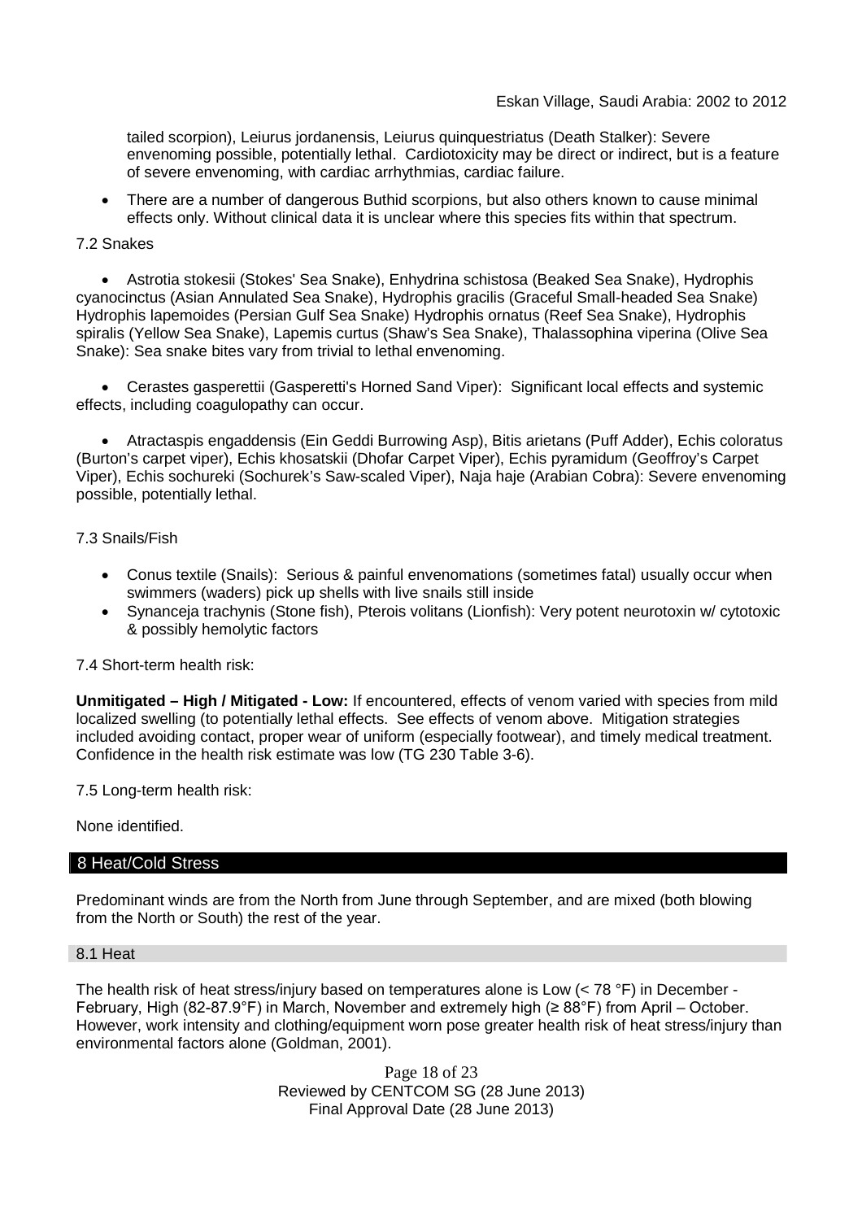tailed scorpion), Leiurus jordanensis, Leiurus quinquestriatus (Death Stalker): Severe envenoming possible, potentially lethal. Cardiotoxicity may be direct or indirect, but is a feature of severe envenoming, with cardiac arrhythmias, cardiac failure.

- There are a number of dangerous Buthid scorpions, but also others known to cause minimal effects only. Without clinical data it is unclear where this species fits within that spectrum.

7.2 Snakes

- Astrotia stokesii (Stokes' Sea Snake), Enhydrina schistosa (Beaked Sea Snake), Hydrophis cyanocinctus (Asian Annulated Sea Snake), Hydrophis gracilis (Graceful Small-headed Sea Snake) Hydrophis lapemoides (Persian Gulf Sea Snake) Hydrophis ornatus (Reef Sea Snake), Hydrophis spiralis (Yellow Sea Snake), Lapemis curtus (Shaw's Sea Snake), Thalassophina viperina (Olive Sea Snake): Sea snake bites vary from trivial to lethal envenoming.

- Cerastes gasperettii (Gasperetti's Horned Sand Viper): Significant local effects and systemic effects, including coagulopathy can occur.

- Atractaspis engaddensis (Ein Geddi Burrowing Asp), Bitis arietans (Puff Adder), Echis coloratus (Burton's carpet viper), Echis khosatskii (Dhofar Carpet Viper), Echis pyramidum (Geoffroy's Carpet Viper), Echis sochureki (Sochurek's Saw-scaled Viper), Naja haje (Arabian Cobra): Severe envenoming possible, potentially lethal.

7.3 Snails/Fish

- Conus textile (Snails): Serious & painful envenomations (sometimes fatal) usually occur when swimmers (waders) pick up shells with live snails still inside
- Synanceja trachynis (Stone fish), Pterois volitans (Lionfish): Very potent neurotoxin w/ cytotoxic & possibly hemolytic factors

7.4 Short-term health risk:

**Unmitigated – High / Mitigated - Low:** If encountered, effects of venom varied with species from mild localized swelling (to potentially lethal effects. See effects of venom above. Mitigation strategies included avoiding contact, proper wear of uniform (especially footwear), and timely medical treatment. Confidence in the health risk estimate was low (TG 230 Table 3-6).

7.5 Long-term health risk:

None identified.

## 8 Heat/Cold Stress

Predominant winds are from the North from June through September, and are mixed (both blowing from the North or South) the rest of the year.

### 8.1 Heat

The health risk of heat stress/injury based on temperatures alone is Low (< 78 °F) in December - February, High (82-87.9°F) in March, November and extremely high (≥ 88°F) from April – October. However, work intensity and clothing/equipment worn pose greater health risk of heat stress/injury than environmental factors alone (Goldman, 2001).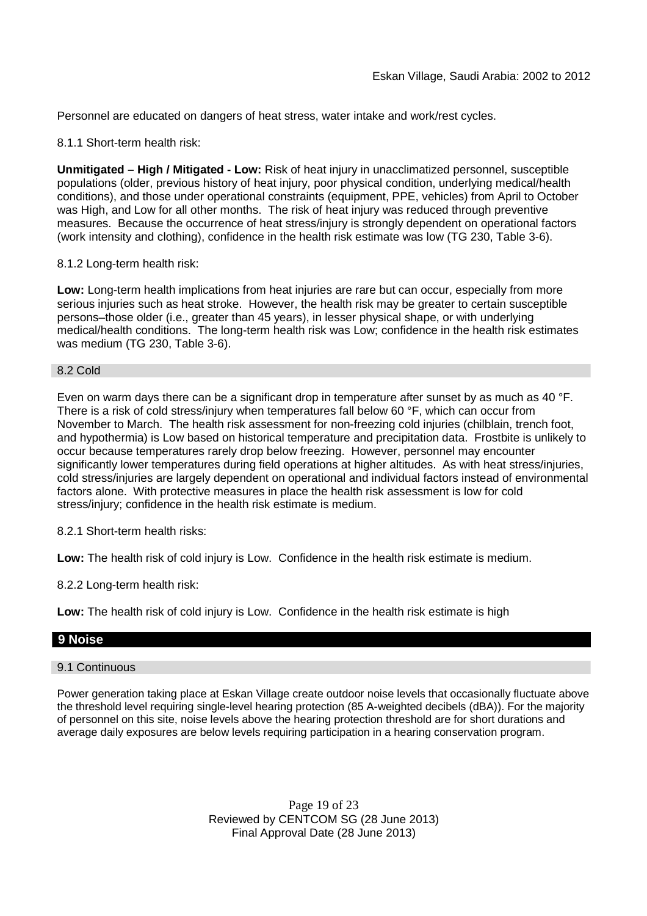Personnel are educated on dangers of heat stress, water intake and work/rest cycles.

8.1.1 Short-term health risk:

**Unmitigated – High / Mitigated - Low:** Risk of heat injury in unacclimatized personnel, susceptible populations (older, previous history of heat injury, poor physical condition, underlying medical/health conditions), and those under operational constraints (equipment, PPE, vehicles) from April to October was High, and Low for all other months. The risk of heat injury was reduced through preventive measures. Because the occurrence of heat stress/injury is strongly dependent on operational factors (work intensity and clothing), confidence in the health risk estimate was low (TG 230, Table 3-6).

8.1.2 Long-term health risk:

**Low:** Long-term health implications from heat injuries are rare but can occur, especially from more serious injuries such as heat stroke. However, the health risk may be greater to certain susceptible persons–those older (i.e., greater than 45 years), in lesser physical shape, or with underlying medical/health conditions. The long-term health risk was Low; confidence in the health risk estimates was medium (TG 230, Table 3-6).

### 8.2 Cold

Even on warm days there can be a significant drop in temperature after sunset by as much as 40 °F. There is a risk of cold stress/injury when temperatures fall below 60 °F, which can occur from November to March. The health risk assessment for non-freezing cold injuries (chilblain, trench foot, and hypothermia) is Low based on historical temperature and precipitation data. Frostbite is unlikely to occur because temperatures rarely drop below freezing. However, personnel may encounter significantly lower temperatures during field operations at higher altitudes. As with heat stress/injuries, cold stress/injuries are largely dependent on operational and individual factors instead of environmental factors alone. With protective measures in place the health risk assessment is low for cold stress/injury; confidence in the health risk estimate is medium.

8.2.1 Short-term health risks:

**Low:** The health risk of cold injury is Low. Confidence in the health risk estimate is medium.

8.2.2 Long-term health risk:

**Low:** The health risk of cold injury is Low. Confidence in the health risk estimate is high

## 9 Noise

### 9.1 Continuous

Power generation taking place at Eskan Village create outdoor noise levels that occasionally fluctuate above the threshold level requiring single-level hearing protection (85 A-weighted decibels (dBA)). For the majority of personnel on this site, noise levels above the hearing protection threshold are for short durations and average daily exposures are below levels requiring participation in a hearing conservation program.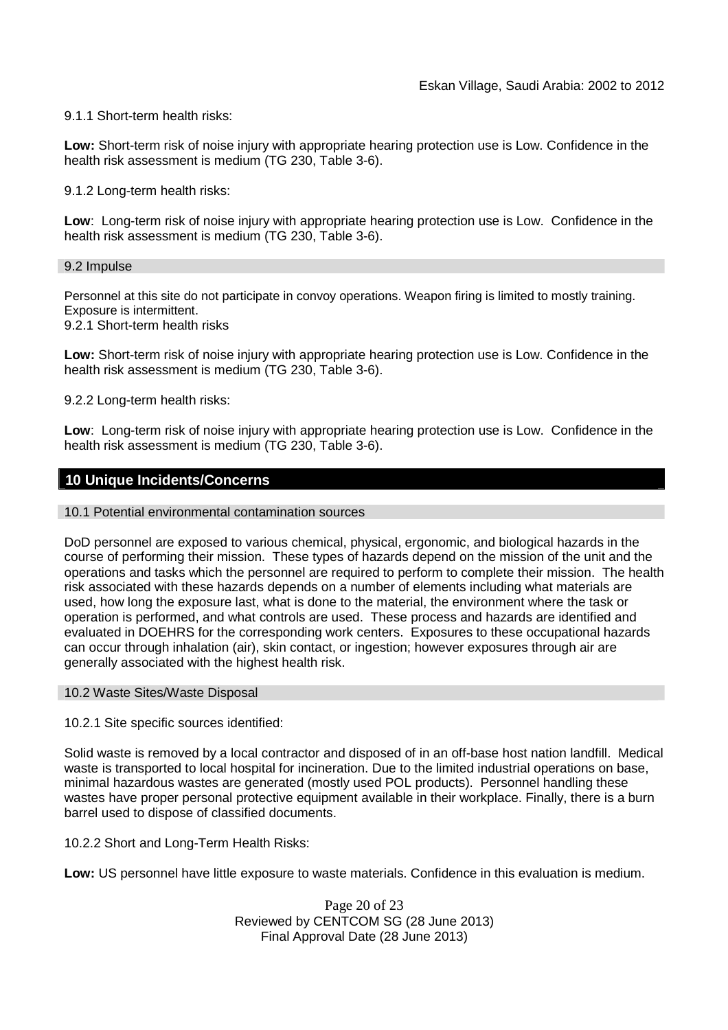9.1.1 Short-term health risks:

**Low:** Short-term risk of noise injury with appropriate hearing protection use is Low. Confidence in the health risk assessment is medium (TG 230, Table 3-6).

9.1.2 Long-term health risks:

**Low**: Long-term risk of noise injury with appropriate hearing protection use is Low. Confidence in the health risk assessment is medium (TG 230, Table 3-6).

### 9.2 Impulse

Personnel at this site do not participate in convoy operations. Weapon firing is limited to mostly training. Exposure is intermittent.

9.2.1 Short-term health risks

**Low:** Short-term risk of noise injury with appropriate hearing protection use is Low. Confidence in the health risk assessment is medium (TG 230, Table 3-6).

9.2.2 Long-term health risks:

**Low**: Long-term risk of noise injury with appropriate hearing protection use is Low. Confidence in the health risk assessment is medium (TG 230, Table 3-6).

## 10 Unique Incidents/Concerns

### 10.1 Potential environmental contamination sources

DoD personnel are exposed to various chemical, physical, ergonomic, and biological hazards in the course of performing their mission. These types of hazards depend on the mission of the unit and the operations and tasks which the personnel are required to perform to complete their mission. The health risk associated with these hazards depends on a number of elements including what materials are used, how long the exposure last, what is done to the material, the environment where the task or operation is performed, and what controls are used. These process and hazards are identified and evaluated in DOEHRS for the corresponding work centers. Exposures to these occupational hazards can occur through inhalation (air), skin contact, or ingestion; however exposures through air are generally associated with the highest health risk.

### 10.2 Waste Sites/Waste Disposal

10.2.1 Site specific sources identified:

Solid waste is removed by a local contractor and disposed of in an off-base host nation landfill. Medical waste is transported to local hospital for incineration. Due to the limited industrial operations on base, minimal hazardous wastes are generated (mostly used POL products). Personnel handling these wastes have proper personal protective equipment available in their workplace. Finally, there is a burn barrel used to dispose of classified documents.

10.2.2 Short and Long-Term Health Risks:

**Low:** US personnel have little exposure to waste materials. Confidence in this evaluation is medium.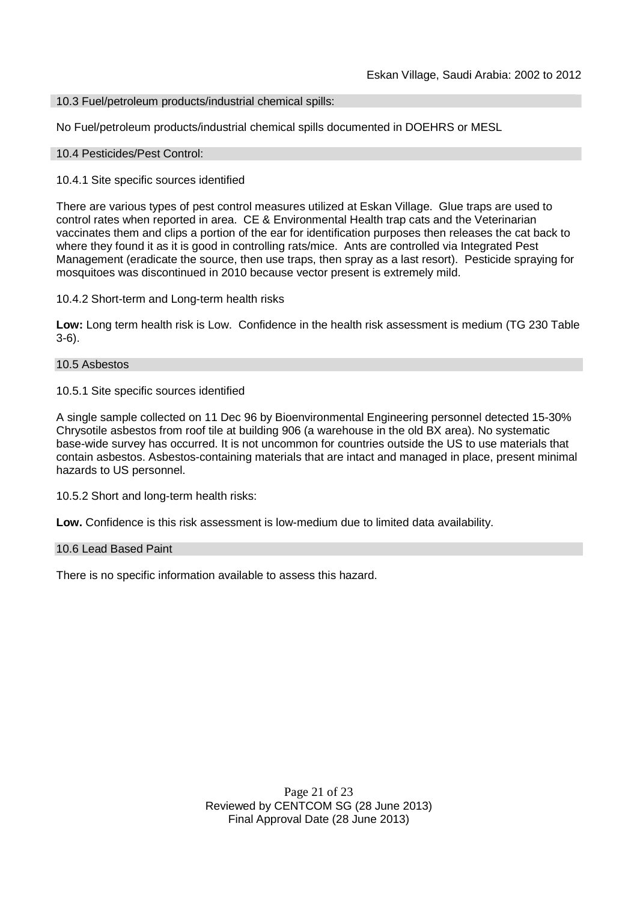### 10.3 Fuel/petroleum products/industrial chemical spills:

No Fuel/petroleum products/industrial chemical spills documented in DOEHRS or MESL

### 10.4 Pesticides/Pest Control:

10.4.1 Site specific sources identified

There are various types of pest control measures utilized at Eskan Village. Glue traps are used to control rates when reported in area. CE & Environmental Health trap cats and the Veterinarian vaccinates them and clips a portion of the ear for identification purposes then releases the cat back to where they found it as it is good in controlling rats/mice. Ants are controlled via Integrated Pest Management (eradicate the source, then use traps, then spray as a last resort). Pesticide spraying for mosquitoes was discontinued in 2010 because vector present is extremely mild.

10.4.2 Short-term and Long-term health risks

**Low:** Long term health risk is Low. Confidence in the health risk assessment is medium (TG 230 Table 3-6).

### 10.5 Asbestos

10.5.1 Site specific sources identified

A single sample collected on 11 Dec 96 by Bioenvironmental Engineering personnel detected 15-30% Chrysotile asbestos from roof tile at building 906 (a warehouse in the old BX area). No systematic base-wide survey has occurred. It is not uncommon for countries outside the US to use materials that contain asbestos. Asbestos-containing materials that are intact and managed in place, present minimal hazards to US personnel.

10.5.2 Short and long-term health risks:

**Low.** Confidence is this risk assessment is low-medium due to limited data availability.

### 10.6 Lead Based Paint

There is no specific information available to assess this hazard.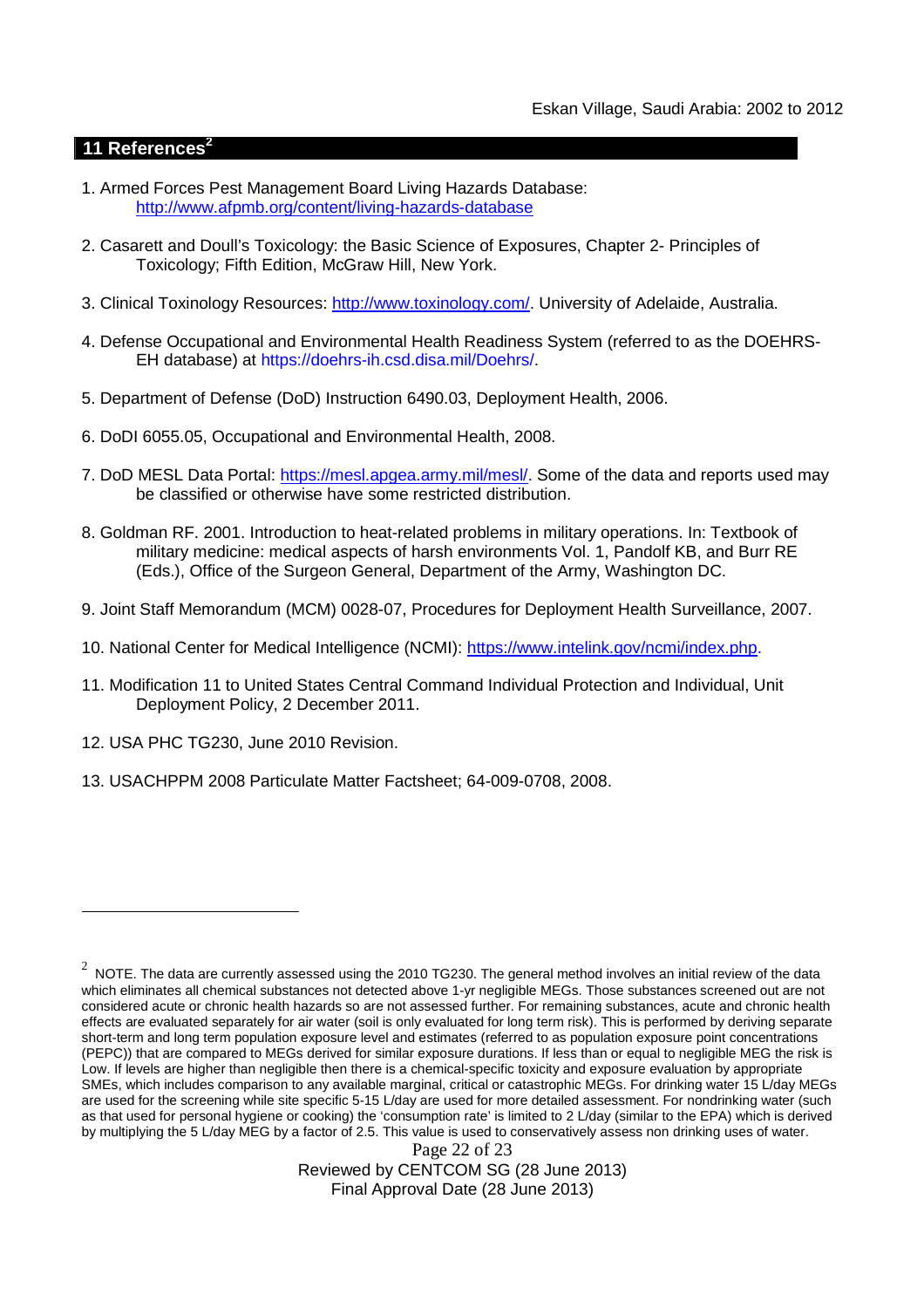## 11 References[2]

1. Armed Forces Pest Management Board Living Hazards Database: http://www.afpmb.org/content/living-hazards-database

2. Casarett and Doull's Toxicology: the Basic Science of Exposures, Chapter 2- Principles of Toxicology; Fifth Edition, McGraw Hill, New York.

3. Clinical Toxinology Resources: http://www.toxinology.com/. University of Adelaide, Australia.

4. Defense Occupational and Environmental Health Readiness System (referred to as the DOEHRS-EH database) at https://doehrs-ih.csd.disa.mil/Doehrs/.

5. Department of Defense (DoD) Instruction 6490.03, Deployment Health, 2006.

6. DoDI 6055.05, Occupational and Environmental Health, 2008.

7. DoD MESL Data Portal: https://mesl.apgea.army.mil/mesl/. Some of the data and reports used may be classified or otherwise have some restricted distribution.

8. Goldman RF. 2001. Introduction to heat-related problems in military operations. In: Textbook of military medicine: medical aspects of harsh environments Vol. 1, Pandolf KB, and Burr RE (Eds.), Office of the Surgeon General, Department of the Army, Washington DC.

9. Joint Staff Memorandum (MCM) 0028-07, Procedures for Deployment Health Surveillance, 2007.

10. National Center for Medical Intelligence (NCMI): https://www.intelink.gov/ncmi/index.php.

11. Modification 11 to United States Central Command Individual Protection and Individual, Unit Deployment Policy, 2 December 2011.

12. USA PHC TG230, June 2010 Revision.

13. USACHPPM 2008 Particulate Matter Factsheet; 64-009-0708, 2008.

---

[2] NOTE. The data are currently assessed using the 2010 TG230. The general method involves an initial review of the data which eliminates all chemical substances not detected above 1-yr negligible MEGs. Those substances screened out are not considered acute or chronic health hazards so are not assessed further. For remaining substances, acute and chronic health effects are evaluated separately for air water (soil is only evaluated for long term risk). This is performed by deriving separate short-term and long term population exposure level and estimates (referred to as population exposure point concentrations (PEPC)) that are compared to MEGs derived for similar exposure durations. If less than or equal to negligible MEG the risk is Low. If levels are higher than negligible then there is a chemical-specific toxicity and exposure evaluation by appropriate SMEs, which includes comparison to any available marginal, critical or catastrophic MEGs. For drinking water 15 L/day MEGs are used for the screening while site specific 5-15 L/day are used for more detailed assessment. For nondrinking water (such as that used for personal hygiene or cooking) the 'consumption rate' is limited to 2 L/day (similar to the EPA) which is derived by multiplying the 5 L/day MEG by a factor of 2.5. This value is used to conservatively assess non drinking uses of water.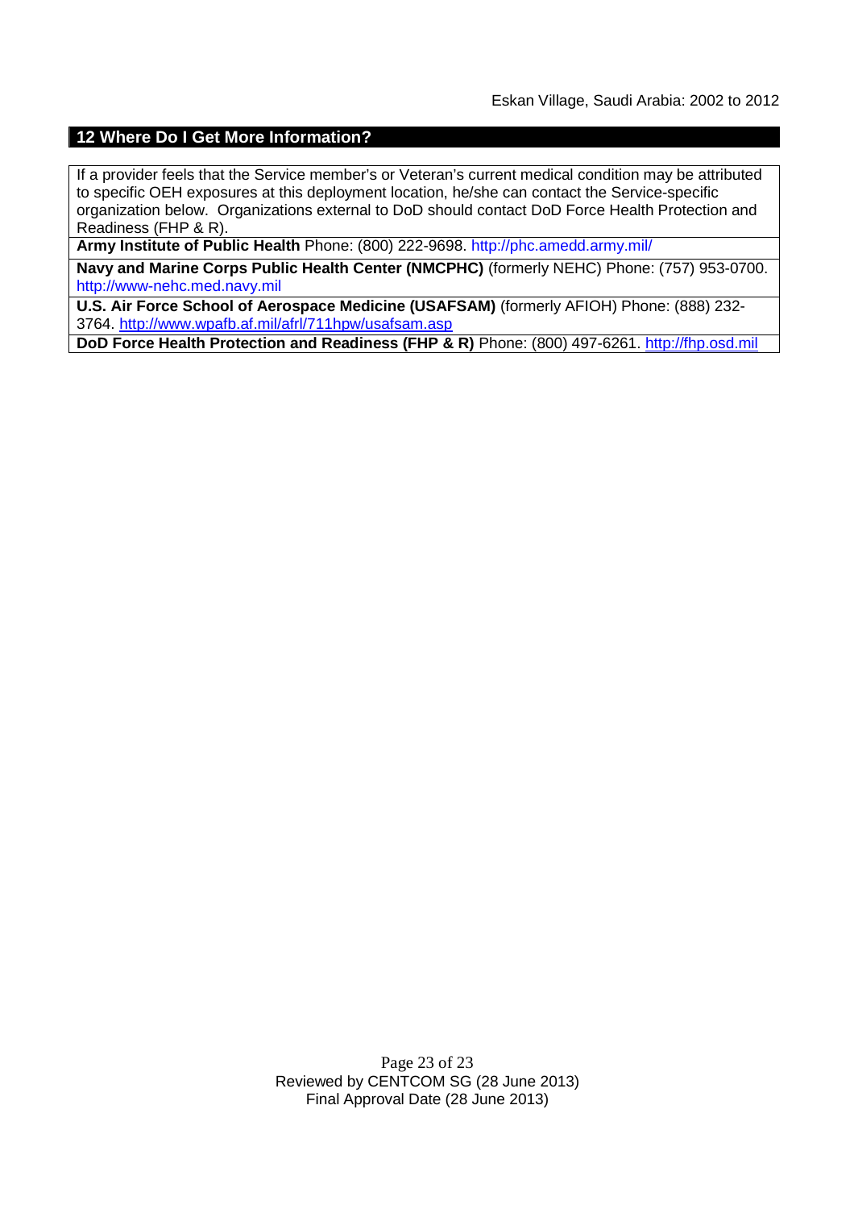## 12 Where Do I Get More Information?

| |
|---|
| If a provider feels that the Service member's or Veteran's current medical condition may be attributed to specific OEH exposures at this deployment location, he/she can contact the Service-specific organization below. Organizations external to DoD should contact DoD Force Health Protection and Readiness (FHP & R). |
| **Army Institute of Public Health** Phone: (800) 222-9698. http://phc.amedd.army.mil/ |
| **Navy and Marine Corps Public Health Center (NMCPHC)** (formerly NEHC) Phone: (757) 953-0700. http://www-nehc.med.navy.mil |
| **U.S. Air Force School of Aerospace Medicine (USAFSAM)** (formerly AFIOH) Phone: (888) 232-3764. http://www.wpafb.af.mil/afrl/711hpw/usafsam.asp |
| **DoD Force Health Protection and Readiness (FHP & R)** Phone: (800) 497-6261. http://fhp.osd.mil |

Reviewed by CENTCOM SG (28 June 2013)
Final Approval Date (28 June 2013)